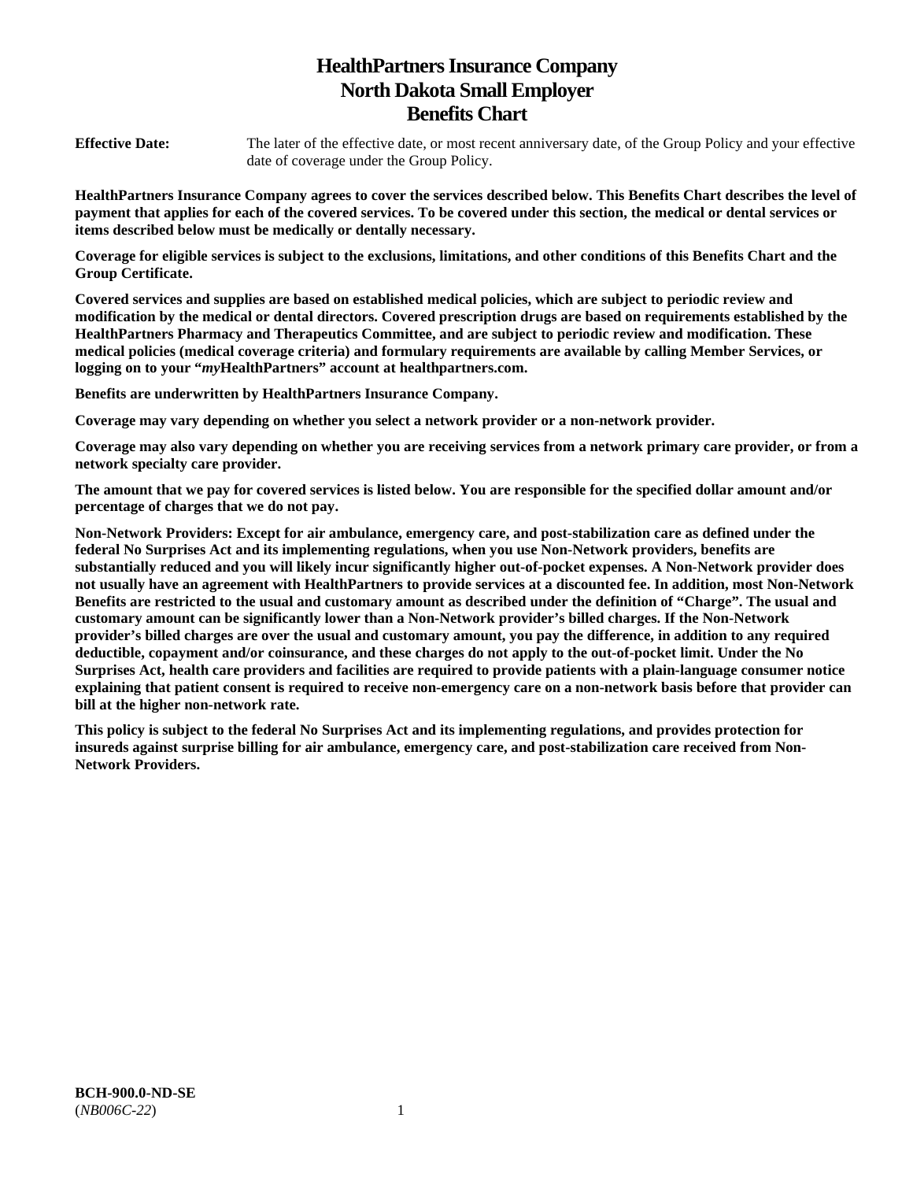# HealthPartners Insurance Company
# North Dakota Small Employer
# Benefits Chart

**Effective Date:** The later of the effective date, or most recent anniversary date, of the Group Policy and your effective date of coverage under the Group Policy.

**HealthPartners Insurance Company agrees to cover the services described below. This Benefits Chart describes the level of payment that applies for each of the covered services. To be covered under this section, the medical or dental services or items described below must be medically or dentally necessary.**

**Coverage for eligible services is subject to the exclusions, limitations, and other conditions of this Benefits Chart and the Group Certificate.**

**Covered services and supplies are based on established medical policies, which are subject to periodic review and modification by the medical or dental directors. Covered prescription drugs are based on requirements established by the HealthPartners Pharmacy and Therapeutics Committee, and are subject to periodic review and modification. These medical policies (medical coverage criteria) and formulary requirements are available by calling Member Services, or logging on to your "*my*HealthPartners" account at healthpartners.com.**

**Benefits are underwritten by HealthPartners Insurance Company.**

**Coverage may vary depending on whether you select a network provider or a non-network provider.**

**Coverage may also vary depending on whether you are receiving services from a network primary care provider, or from a network specialty care provider.**

**The amount that we pay for covered services is listed below. You are responsible for the specified dollar amount and/or percentage of charges that we do not pay.**

**Non-Network Providers: Except for air ambulance, emergency care, and post-stabilization care as defined under the federal No Surprises Act and its implementing regulations, when you use Non-Network providers, benefits are substantially reduced and you will likely incur significantly higher out-of-pocket expenses. A Non-Network provider does not usually have an agreement with HealthPartners to provide services at a discounted fee. In addition, most Non-Network Benefits are restricted to the usual and customary amount as described under the definition of "Charge". The usual and customary amount can be significantly lower than a Non-Network provider's billed charges. If the Non-Network provider's billed charges are over the usual and customary amount, you pay the difference, in addition to any required deductible, copayment and/or coinsurance, and these charges do not apply to the out-of-pocket limit. Under the No Surprises Act, health care providers and facilities are required to provide patients with a plain-language consumer notice explaining that patient consent is required to receive non-emergency care on a non-network basis before that provider can bill at the higher non-network rate.**

**This policy is subject to the federal No Surprises Act and its implementing regulations, and provides protection for insureds against surprise billing for air ambulance, emergency care, and post-stabilization care received from Non-Network Providers.**

**BCH-900.0-ND-SE**
(*NB006C-22*)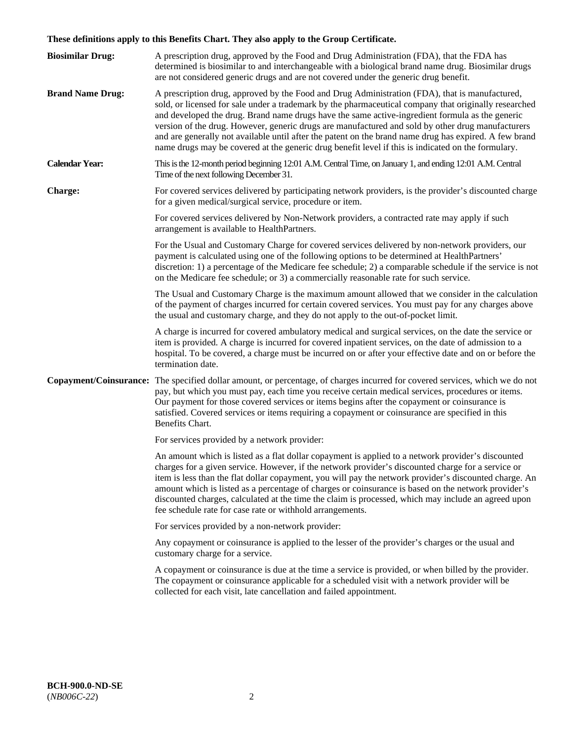**These definitions apply to this Benefits Chart. They also apply to the Group Certificate.**

**Biosimilar Drug:** A prescription drug, approved by the Food and Drug Administration (FDA), that the FDA has determined is biosimilar to and interchangeable with a biological brand name drug. Biosimilar drugs are not considered generic drugs and are not covered under the generic drug benefit.

**Brand Name Drug:** A prescription drug, approved by the Food and Drug Administration (FDA), that is manufactured, sold, or licensed for sale under a trademark by the pharmaceutical company that originally researched and developed the drug. Brand name drugs have the same active-ingredient formula as the generic version of the drug. However, generic drugs are manufactured and sold by other drug manufacturers and are generally not available until after the patent on the brand name drug has expired. A few brand name drugs may be covered at the generic drug benefit level if this is indicated on the formulary.

**Calendar Year:** This is the 12-month period beginning 12:01 A.M. Central Time, on January 1, and ending 12:01 A.M. Central Time of the next following December 31.

**Charge:** For covered services delivered by participating network providers, is the provider's discounted charge for a given medical/surgical service, procedure or item.

For covered services delivered by Non-Network providers, a contracted rate may apply if such arrangement is available to HealthPartners.

For the Usual and Customary Charge for covered services delivered by non-network providers, our payment is calculated using one of the following options to be determined at HealthPartners' discretion: 1) a percentage of the Medicare fee schedule; 2) a comparable schedule if the service is not on the Medicare fee schedule; or 3) a commercially reasonable rate for such service.

The Usual and Customary Charge is the maximum amount allowed that we consider in the calculation of the payment of charges incurred for certain covered services. You must pay for any charges above the usual and customary charge, and they do not apply to the out-of-pocket limit.

A charge is incurred for covered ambulatory medical and surgical services, on the date the service or item is provided. A charge is incurred for covered inpatient services, on the date of admission to a hospital. To be covered, a charge must be incurred on or after your effective date and on or before the termination date.

**Copayment/Coinsurance:** The specified dollar amount, or percentage, of charges incurred for covered services, which we do not pay, but which you must pay, each time you receive certain medical services, procedures or items. Our payment for those covered services or items begins after the copayment or coinsurance is satisfied. Covered services or items requiring a copayment or coinsurance are specified in this Benefits Chart.

For services provided by a network provider:

An amount which is listed as a flat dollar copayment is applied to a network provider's discounted charges for a given service. However, if the network provider's discounted charge for a service or item is less than the flat dollar copayment, you will pay the network provider's discounted charge. An amount which is listed as a percentage of charges or coinsurance is based on the network provider's discounted charges, calculated at the time the claim is processed, which may include an agreed upon fee schedule rate for case rate or withhold arrangements.

For services provided by a non-network provider:

Any copayment or coinsurance is applied to the lesser of the provider's charges or the usual and customary charge for a service.

A copayment or coinsurance is due at the time a service is provided, or when billed by the provider. The copayment or coinsurance applicable for a scheduled visit with a network provider will be collected for each visit, late cancellation and failed appointment.

**BCH-900.0-ND-SE**
(*NB006C-22*)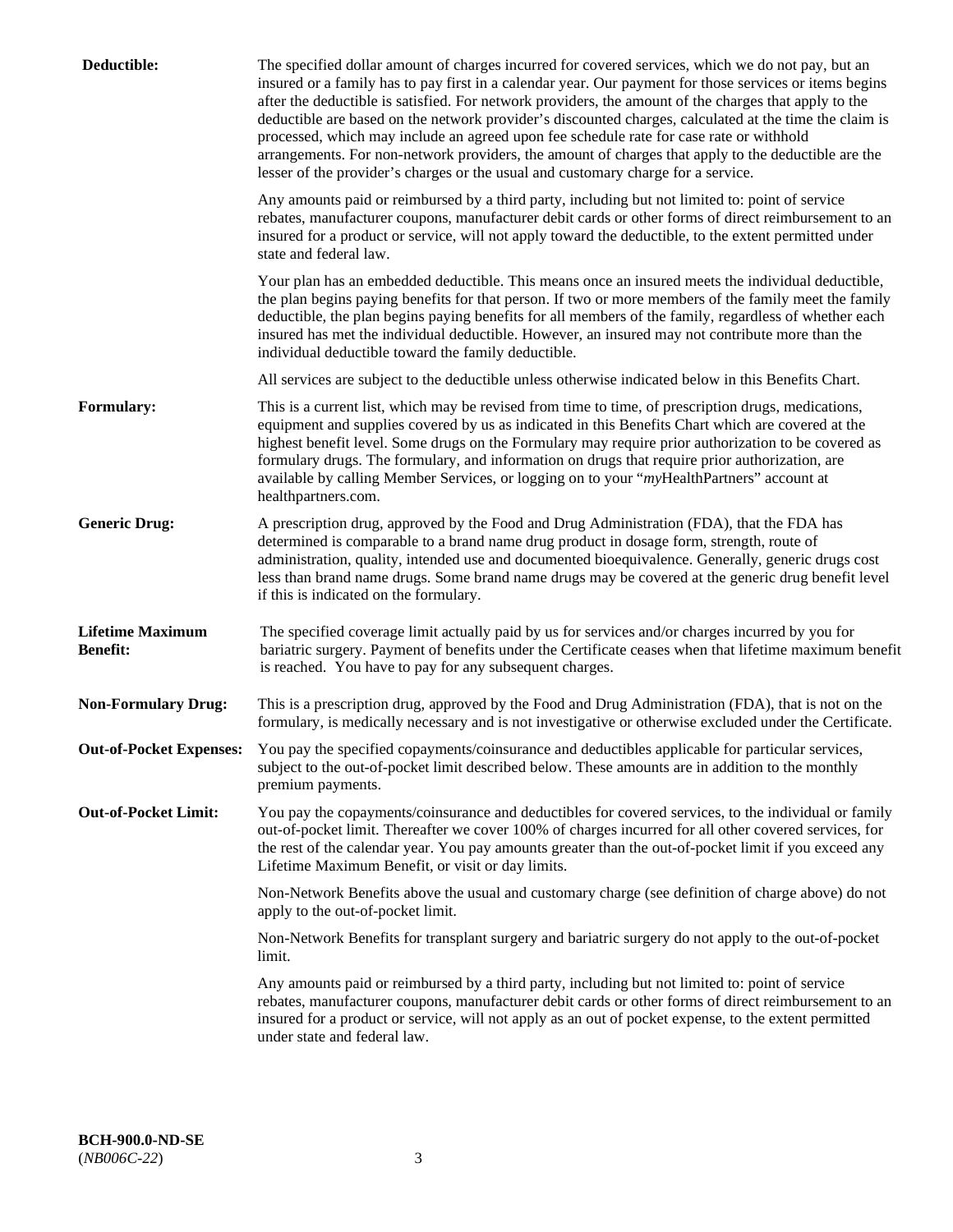**Deductible:** The specified dollar amount of charges incurred for covered services, which we do not pay, but an insured or a family has to pay first in a calendar year. Our payment for those services or items begins after the deductible is satisfied. For network providers, the amount of the charges that apply to the deductible are based on the network provider's discounted charges, calculated at the time the claim is processed, which may include an agreed upon fee schedule rate for case rate or withhold arrangements. For non-network providers, the amount of charges that apply to the deductible are the lesser of the provider's charges or the usual and customary charge for a service.

Any amounts paid or reimbursed by a third party, including but not limited to: point of service rebates, manufacturer coupons, manufacturer debit cards or other forms of direct reimbursement to an insured for a product or service, will not apply toward the deductible, to the extent permitted under state and federal law.

Your plan has an embedded deductible. This means once an insured meets the individual deductible, the plan begins paying benefits for that person. If two or more members of the family meet the family deductible, the plan begins paying benefits for all members of the family, regardless of whether each insured has met the individual deductible. However, an insured may not contribute more than the individual deductible toward the family deductible.

All services are subject to the deductible unless otherwise indicated below in this Benefits Chart.

**Formulary:** This is a current list, which may be revised from time to time, of prescription drugs, medications, equipment and supplies covered by us as indicated in this Benefits Chart which are covered at the highest benefit level. Some drugs on the Formulary may require prior authorization to be covered as formulary drugs. The formulary, and information on drugs that require prior authorization, are available by calling Member Services, or logging on to your "*my*HealthPartners" account at healthpartners.com.

**Generic Drug:** A prescription drug, approved by the Food and Drug Administration (FDA), that the FDA has determined is comparable to a brand name drug product in dosage form, strength, route of administration, quality, intended use and documented bioequivalence. Generally, generic drugs cost less than brand name drugs. Some brand name drugs may be covered at the generic drug benefit level if this is indicated on the formulary.

**Lifetime Maximum Benefit:** The specified coverage limit actually paid by us for services and/or charges incurred by you for bariatric surgery. Payment of benefits under the Certificate ceases when that lifetime maximum benefit is reached. You have to pay for any subsequent charges.

**Non-Formulary Drug:** This is a prescription drug, approved by the Food and Drug Administration (FDA), that is not on the formulary, is medically necessary and is not investigative or otherwise excluded under the Certificate.

**Out-of-Pocket Expenses:** You pay the specified copayments/coinsurance and deductibles applicable for particular services, subject to the out-of-pocket limit described below. These amounts are in addition to the monthly premium payments.

**Out-of-Pocket Limit:** You pay the copayments/coinsurance and deductibles for covered services, to the individual or family out-of-pocket limit. Thereafter we cover 100% of charges incurred for all other covered services, for the rest of the calendar year. You pay amounts greater than the out-of-pocket limit if you exceed any Lifetime Maximum Benefit, or visit or day limits.

Non-Network Benefits above the usual and customary charge (see definition of charge above) do not apply to the out-of-pocket limit.

Non-Network Benefits for transplant surgery and bariatric surgery do not apply to the out-of-pocket limit.

Any amounts paid or reimbursed by a third party, including but not limited to: point of service rebates, manufacturer coupons, manufacturer debit cards or other forms of direct reimbursement to an insured for a product or service, will not apply as an out of pocket expense, to the extent permitted under state and federal law.

**BCH-900.0-ND-SE**
(*NB006C-22*)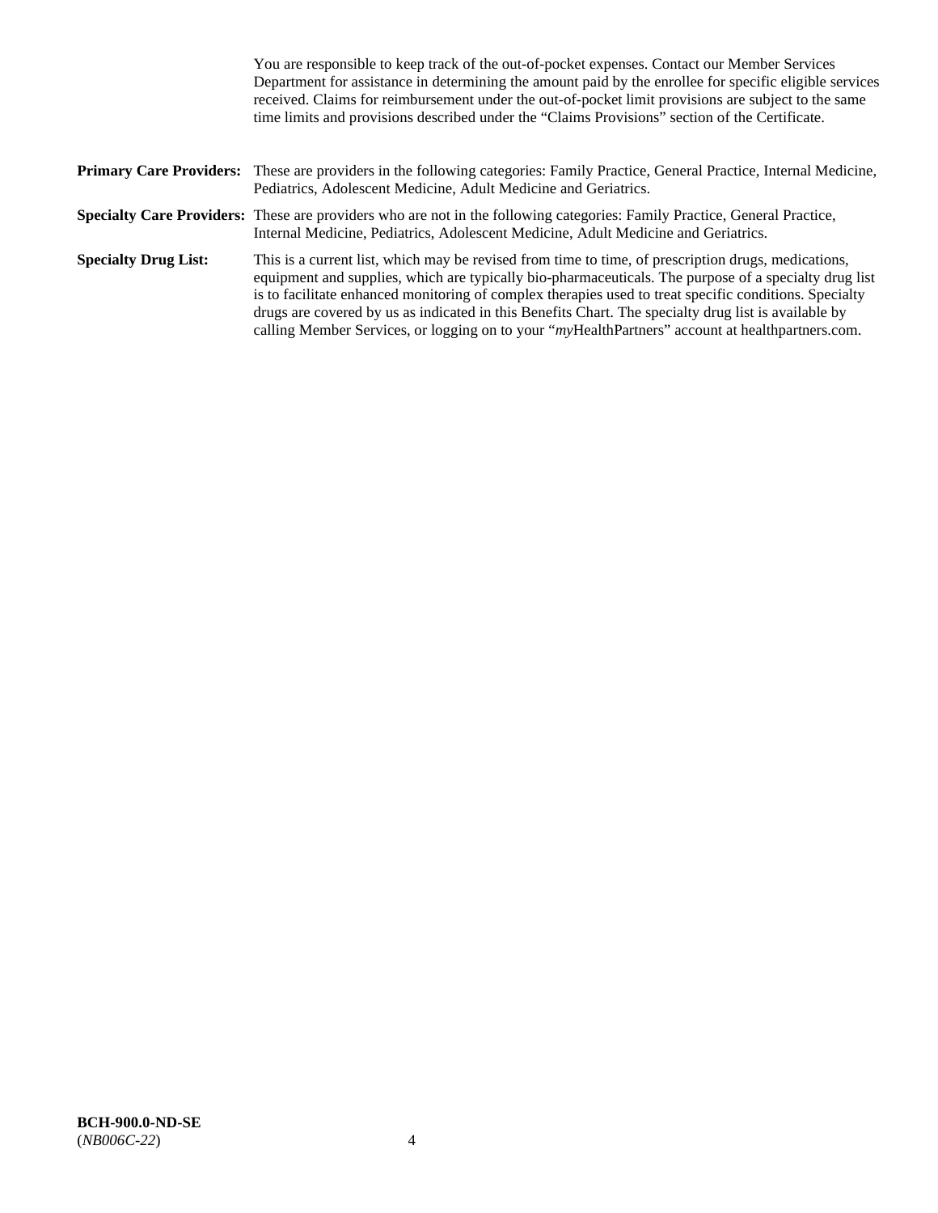You are responsible to keep track of the out-of-pocket expenses. Contact our Member Services Department for assistance in determining the amount paid by the enrollee for specific eligible services received. Claims for reimbursement under the out-of-pocket limit provisions are subject to the same time limits and provisions described under the "Claims Provisions" section of the Certificate.

**Primary Care Providers:** These are providers in the following categories: Family Practice, General Practice, Internal Medicine, Pediatrics, Adolescent Medicine, Adult Medicine and Geriatrics.

**Specialty Care Providers:** These are providers who are not in the following categories: Family Practice, General Practice, Internal Medicine, Pediatrics, Adolescent Medicine, Adult Medicine and Geriatrics.

**Specialty Drug List:** This is a current list, which may be revised from time to time, of prescription drugs, medications, equipment and supplies, which are typically bio-pharmaceuticals. The purpose of a specialty drug list is to facilitate enhanced monitoring of complex therapies used to treat specific conditions. Specialty drugs are covered by us as indicated in this Benefits Chart. The specialty drug list is available by calling Member Services, or logging on to your "*my*HealthPartners" account at healthpartners.com.

**BCH-900.0-ND-SE**
(*NB006C-22*)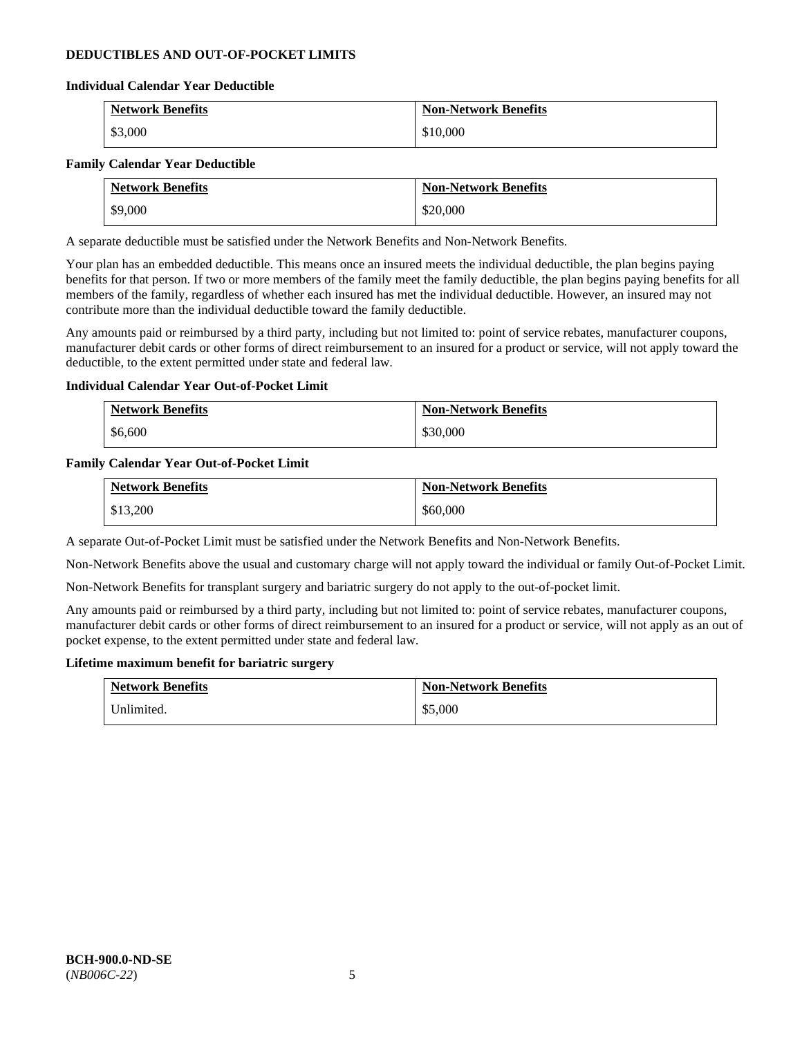## DEDUCTIBLES AND OUT-OF-POCKET LIMITS

### Individual Calendar Year Deductible

| Network Benefits | Non-Network Benefits |
|---|---|
| $3,000 | $10,000 |

### Family Calendar Year Deductible

| Network Benefits | Non-Network Benefits |
|---|---|
| $9,000 | $20,000 |

A separate deductible must be satisfied under the Network Benefits and Non-Network Benefits.

Your plan has an embedded deductible. This means once an insured meets the individual deductible, the plan begins paying benefits for that person. If two or more members of the family meet the family deductible, the plan begins paying benefits for all members of the family, regardless of whether each insured has met the individual deductible. However, an insured may not contribute more than the individual deductible toward the family deductible.

Any amounts paid or reimbursed by a third party, including but not limited to: point of service rebates, manufacturer coupons, manufacturer debit cards or other forms of direct reimbursement to an insured for a product or service, will not apply toward the deductible, to the extent permitted under state and federal law.

### Individual Calendar Year Out-of-Pocket Limit

| Network Benefits | Non-Network Benefits |
|---|---|
| $6,600 | $30,000 |

### Family Calendar Year Out-of-Pocket Limit

| Network Benefits | Non-Network Benefits |
|---|---|
| $13,200 | $60,000 |

A separate Out-of-Pocket Limit must be satisfied under the Network Benefits and Non-Network Benefits.

Non-Network Benefits above the usual and customary charge will not apply toward the individual or family Out-of-Pocket Limit.

Non-Network Benefits for transplant surgery and bariatric surgery do not apply to the out-of-pocket limit.

Any amounts paid or reimbursed by a third party, including but not limited to: point of service rebates, manufacturer coupons, manufacturer debit cards or other forms of direct reimbursement to an insured for a product or service, will not apply as an out of pocket expense, to the extent permitted under state and federal law.

### Lifetime maximum benefit for bariatric surgery

| Network Benefits | Non-Network Benefits |
|---|---|
| Unlimited. | $5,000 |

**BCH-900.0-ND-SE**
(*NB006C-22*)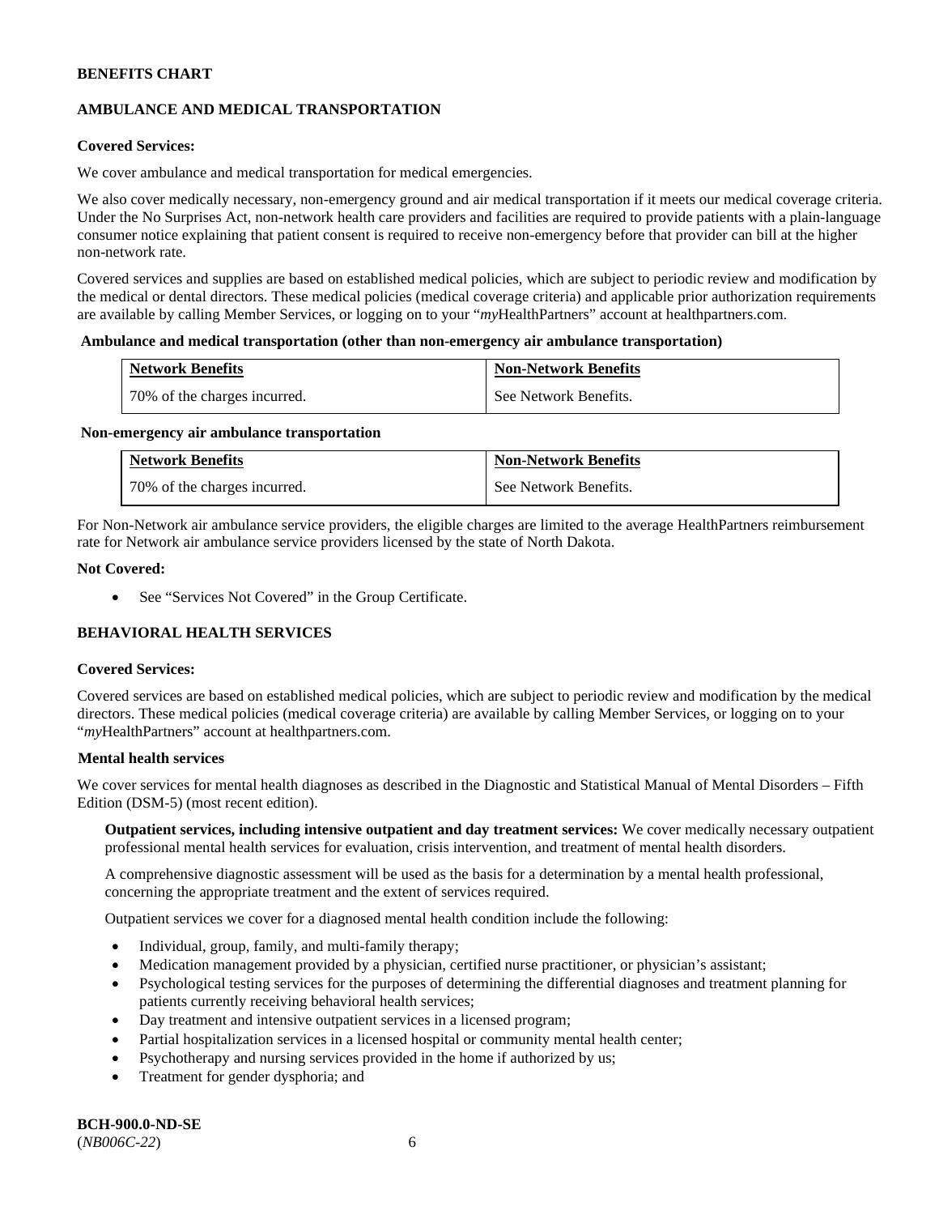**BENEFITS CHART**

**AMBULANCE AND MEDICAL TRANSPORTATION**

**Covered Services:**

We cover ambulance and medical transportation for medical emergencies.

We also cover medically necessary, non-emergency ground and air medical transportation if it meets our medical coverage criteria. Under the No Surprises Act, non-network health care providers and facilities are required to provide patients with a plain-language consumer notice explaining that patient consent is required to receive non-emergency before that provider can bill at the higher non-network rate.

Covered services and supplies are based on established medical policies, which are subject to periodic review and modification by the medical or dental directors. These medical policies (medical coverage criteria) and applicable prior authorization requirements are available by calling Member Services, or logging on to your "*my*HealthPartners" account at healthpartners.com.

**Ambulance and medical transportation (other than non-emergency air ambulance transportation)**

| Network Benefits | Non-Network Benefits |
| --- | --- |
| 70% of the charges incurred. | See Network Benefits. |

**Non-emergency air ambulance transportation**

| Network Benefits | Non-Network Benefits |
| --- | --- |
| 70% of the charges incurred. | See Network Benefits. |

For Non-Network air ambulance service providers, the eligible charges are limited to the average HealthPartners reimbursement rate for Network air ambulance service providers licensed by the state of North Dakota.

**Not Covered:**

- See "Services Not Covered" in the Group Certificate.

**BEHAVIORAL HEALTH SERVICES**

**Covered Services:**

Covered services are based on established medical policies, which are subject to periodic review and modification by the medical directors. These medical policies (medical coverage criteria) are available by calling Member Services, or logging on to your "*my*HealthPartners" account at healthpartners.com.

**Mental health services**

We cover services for mental health diagnoses as described in the Diagnostic and Statistical Manual of Mental Disorders – Fifth Edition (DSM-5) (most recent edition).

**Outpatient services, including intensive outpatient and day treatment services:** We cover medically necessary outpatient professional mental health services for evaluation, crisis intervention, and treatment of mental health disorders.

A comprehensive diagnostic assessment will be used as the basis for a determination by a mental health professional, concerning the appropriate treatment and the extent of services required.

Outpatient services we cover for a diagnosed mental health condition include the following:

- Individual, group, family, and multi-family therapy;
- Medication management provided by a physician, certified nurse practitioner, or physician's assistant;
- Psychological testing services for the purposes of determining the differential diagnoses and treatment planning for patients currently receiving behavioral health services;
- Day treatment and intensive outpatient services in a licensed program;
- Partial hospitalization services in a licensed hospital or community mental health center;
- Psychotherapy and nursing services provided in the home if authorized by us;
- Treatment for gender dysphoria; and

**BCH-900.0-ND-SE**
(*NB006C-22*)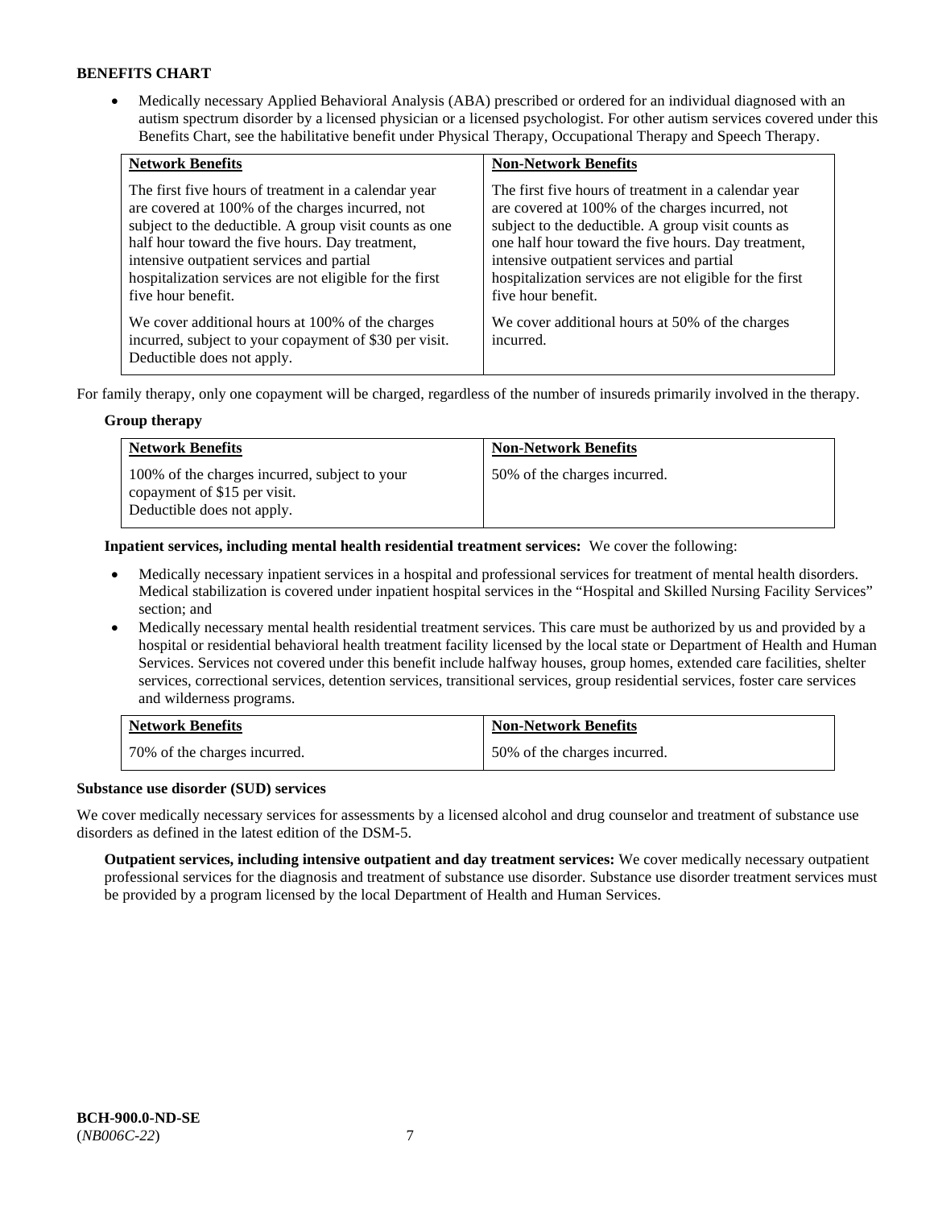**BENEFITS CHART**

- Medically necessary Applied Behavioral Analysis (ABA) prescribed or ordered for an individual diagnosed with an autism spectrum disorder by a licensed physician or a licensed psychologist. For other autism services covered under this Benefits Chart, see the habilitative benefit under Physical Therapy, Occupational Therapy and Speech Therapy.

| Network Benefits | Non-Network Benefits |
| --- | --- |
| The first five hours of treatment in a calendar year are covered at 100% of the charges incurred, not subject to the deductible. A group visit counts as one half hour toward the five hours. Day treatment, intensive outpatient services and partial hospitalization services are not eligible for the first five hour benefit.<br><br>We cover additional hours at 100% of the charges incurred, subject to your copayment of $30 per visit. Deductible does not apply. | The first five hours of treatment in a calendar year are covered at 100% of the charges incurred, not subject to the deductible. A group visit counts as one half hour toward the five hours. Day treatment, intensive outpatient services and partial hospitalization services are not eligible for the first five hour benefit.<br><br>We cover additional hours at 50% of the charges incurred. |

For family therapy, only one copayment will be charged, regardless of the number of insureds primarily involved in the therapy.

**Group therapy**

| Network Benefits | Non-Network Benefits |
| --- | --- |
| 100% of the charges incurred, subject to your copayment of $15 per visit. Deductible does not apply. | 50% of the charges incurred. |

**Inpatient services, including mental health residential treatment services:** We cover the following:

- Medically necessary inpatient services in a hospital and professional services for treatment of mental health disorders. Medical stabilization is covered under inpatient hospital services in the "Hospital and Skilled Nursing Facility Services" section; and
- Medically necessary mental health residential treatment services. This care must be authorized by us and provided by a hospital or residential behavioral health treatment facility licensed by the local state or Department of Health and Human Services. Services not covered under this benefit include halfway houses, group homes, extended care facilities, shelter services, correctional services, detention services, transitional services, group residential services, foster care services and wilderness programs.

| Network Benefits | Non-Network Benefits |
| --- | --- |
| 70% of the charges incurred. | 50% of the charges incurred. |

**Substance use disorder (SUD) services**

We cover medically necessary services for assessments by a licensed alcohol and drug counselor and treatment of substance use disorders as defined in the latest edition of the DSM-5.

**Outpatient services, including intensive outpatient and day treatment services:** We cover medically necessary outpatient professional services for the diagnosis and treatment of substance use disorder. Substance use disorder treatment services must be provided by a program licensed by the local Department of Health and Human Services.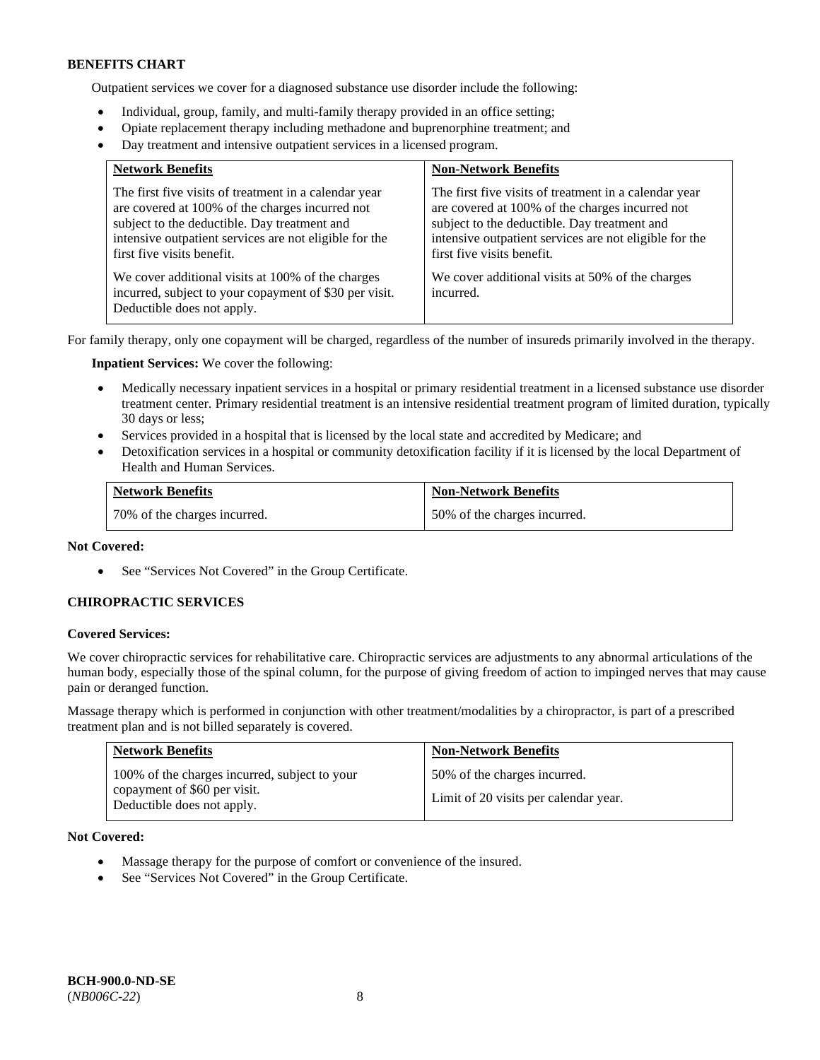**BENEFITS CHART**

Outpatient services we cover for a diagnosed substance use disorder include the following:

- Individual, group, family, and multi-family therapy provided in an office setting;
- Opiate replacement therapy including methadone and buprenorphine treatment; and
- Day treatment and intensive outpatient services in a licensed program.

| Network Benefits | Non-Network Benefits |
|---|---|
| The first five visits of treatment in a calendar year are covered at 100% of the charges incurred not subject to the deductible. Day treatment and intensive outpatient services are not eligible for the first five visits benefit.<br><br>We cover additional visits at 100% of the charges incurred, subject to your copayment of $30 per visit. Deductible does not apply. | The first five visits of treatment in a calendar year are covered at 100% of the charges incurred not subject to the deductible. Day treatment and intensive outpatient services are not eligible for the first five visits benefit.<br><br>We cover additional visits at 50% of the charges incurred. |

For family therapy, only one copayment will be charged, regardless of the number of insureds primarily involved in the therapy.

**Inpatient Services:** We cover the following:

- Medically necessary inpatient services in a hospital or primary residential treatment in a licensed substance use disorder treatment center. Primary residential treatment is an intensive residential treatment program of limited duration, typically 30 days or less;
- Services provided in a hospital that is licensed by the local state and accredited by Medicare; and
- Detoxification services in a hospital or community detoxification facility if it is licensed by the local Department of Health and Human Services.

| Network Benefits | Non-Network Benefits |
|---|---|
| 70% of the charges incurred. | 50% of the charges incurred. |

**Not Covered:**

- See "Services Not Covered" in the Group Certificate.

## CHIROPRACTIC SERVICES

**Covered Services:**

We cover chiropractic services for rehabilitative care. Chiropractic services are adjustments to any abnormal articulations of the human body, especially those of the spinal column, for the purpose of giving freedom of action to impinged nerves that may cause pain or deranged function.

Massage therapy which is performed in conjunction with other treatment/modalities by a chiropractor, is part of a prescribed treatment plan and is not billed separately is covered.

| Network Benefits | Non-Network Benefits |
|---|---|
| 100% of the charges incurred, subject to your copayment of $60 per visit. Deductible does not apply. | 50% of the charges incurred.<br><br>Limit of 20 visits per calendar year. |

**Not Covered:**

- Massage therapy for the purpose of comfort or convenience of the insured.
- See "Services Not Covered" in the Group Certificate.

**BCH-900.0-ND-SE**
(*NB006C-22*)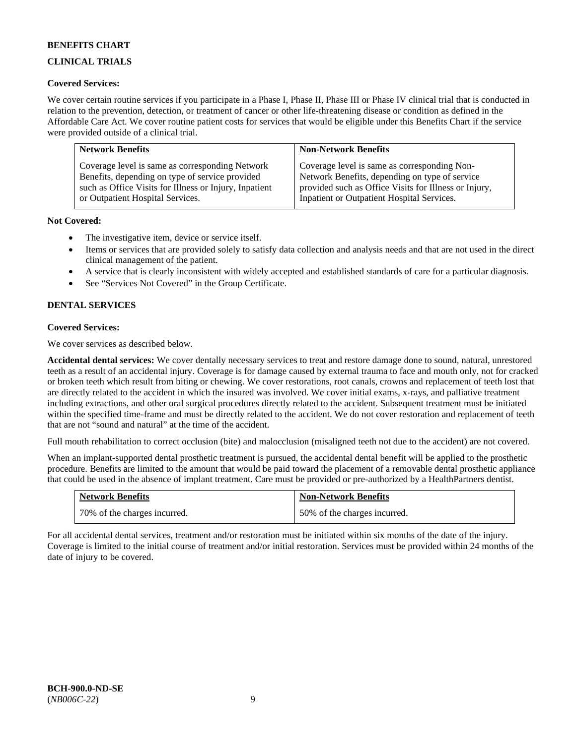**BENEFITS CHART**

**CLINICAL TRIALS**

**Covered Services:**

We cover certain routine services if you participate in a Phase I, Phase II, Phase III or Phase IV clinical trial that is conducted in relation to the prevention, detection, or treatment of cancer or other life-threatening disease or condition as defined in the Affordable Care Act. We cover routine patient costs for services that would be eligible under this Benefits Chart if the service were provided outside of a clinical trial.

| Network Benefits | Non-Network Benefits |
|---|---|
| Coverage level is same as corresponding Network Benefits, depending on type of service provided such as Office Visits for Illness or Injury, Inpatient or Outpatient Hospital Services. | Coverage level is same as corresponding Non-Network Benefits, depending on type of service provided such as Office Visits for Illness or Injury, Inpatient or Outpatient Hospital Services. |

**Not Covered:**

- The investigative item, device or service itself.
- Items or services that are provided solely to satisfy data collection and analysis needs and that are not used in the direct clinical management of the patient.
- A service that is clearly inconsistent with widely accepted and established standards of care for a particular diagnosis.
- See "Services Not Covered" in the Group Certificate.

**DENTAL SERVICES**

**Covered Services:**

We cover services as described below.

**Accidental dental services:** We cover dentally necessary services to treat and restore damage done to sound, natural, unrestored teeth as a result of an accidental injury. Coverage is for damage caused by external trauma to face and mouth only, not for cracked or broken teeth which result from biting or chewing. We cover restorations, root canals, crowns and replacement of teeth lost that are directly related to the accident in which the insured was involved. We cover initial exams, x-rays, and palliative treatment including extractions, and other oral surgical procedures directly related to the accident. Subsequent treatment must be initiated within the specified time-frame and must be directly related to the accident. We do not cover restoration and replacement of teeth that are not "sound and natural" at the time of the accident.

Full mouth rehabilitation to correct occlusion (bite) and malocclusion (misaligned teeth not due to the accident) are not covered.

When an implant-supported dental prosthetic treatment is pursued, the accidental dental benefit will be applied to the prosthetic procedure. Benefits are limited to the amount that would be paid toward the placement of a removable dental prosthetic appliance that could be used in the absence of implant treatment. Care must be provided or pre-authorized by a HealthPartners dentist.

| Network Benefits | Non-Network Benefits |
|---|---|
| 70% of the charges incurred. | 50% of the charges incurred. |

For all accidental dental services, treatment and/or restoration must be initiated within six months of the date of the injury. Coverage is limited to the initial course of treatment and/or initial restoration. Services must be provided within 24 months of the date of injury to be covered.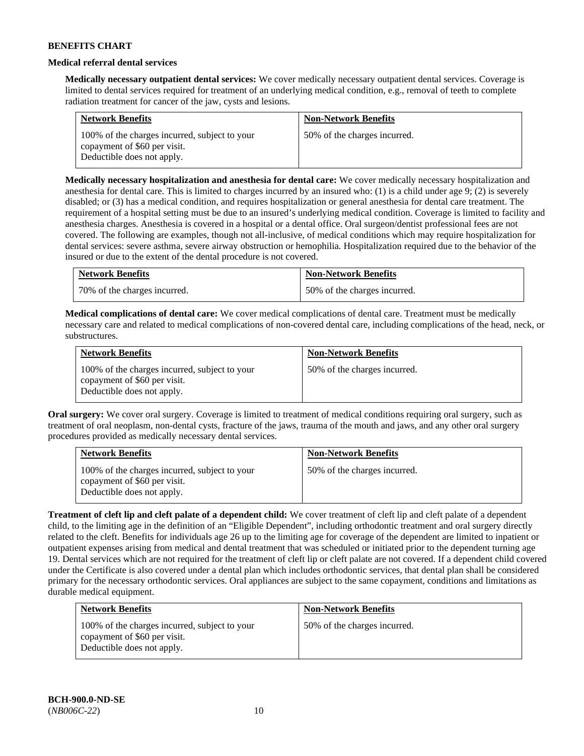**BENEFITS CHART**

**Medical referral dental services**

**Medically necessary outpatient dental services:** We cover medically necessary outpatient dental services. Coverage is limited to dental services required for treatment of an underlying medical condition, e.g., removal of teeth to complete radiation treatment for cancer of the jaw, cysts and lesions.

| Network Benefits | Non-Network Benefits |
|---|---|
| 100% of the charges incurred, subject to your copayment of $60 per visit. Deductible does not apply. | 50% of the charges incurred. |

**Medically necessary hospitalization and anesthesia for dental care:** We cover medically necessary hospitalization and anesthesia for dental care. This is limited to charges incurred by an insured who: (1) is a child under age 9; (2) is severely disabled; or (3) has a medical condition, and requires hospitalization or general anesthesia for dental care treatment. The requirement of a hospital setting must be due to an insured's underlying medical condition. Coverage is limited to facility and anesthesia charges. Anesthesia is covered in a hospital or a dental office. Oral surgeon/dentist professional fees are not covered. The following are examples, though not all-inclusive, of medical conditions which may require hospitalization for dental services: severe asthma, severe airway obstruction or hemophilia. Hospitalization required due to the behavior of the insured or due to the extent of the dental procedure is not covered.

| Network Benefits | Non-Network Benefits |
|---|---|
| 70% of the charges incurred. | 50% of the charges incurred. |

**Medical complications of dental care:** We cover medical complications of dental care. Treatment must be medically necessary care and related to medical complications of non-covered dental care, including complications of the head, neck, or substructures.

| Network Benefits | Non-Network Benefits |
|---|---|
| 100% of the charges incurred, subject to your copayment of $60 per visit. Deductible does not apply. | 50% of the charges incurred. |

**Oral surgery:** We cover oral surgery. Coverage is limited to treatment of medical conditions requiring oral surgery, such as treatment of oral neoplasm, non-dental cysts, fracture of the jaws, trauma of the mouth and jaws, and any other oral surgery procedures provided as medically necessary dental services.

| Network Benefits | Non-Network Benefits |
|---|---|
| 100% of the charges incurred, subject to your copayment of $60 per visit. Deductible does not apply. | 50% of the charges incurred. |

**Treatment of cleft lip and cleft palate of a dependent child:** We cover treatment of cleft lip and cleft palate of a dependent child, to the limiting age in the definition of an "Eligible Dependent", including orthodontic treatment and oral surgery directly related to the cleft. Benefits for individuals age 26 up to the limiting age for coverage of the dependent are limited to inpatient or outpatient expenses arising from medical and dental treatment that was scheduled or initiated prior to the dependent turning age 19. Dental services which are not required for the treatment of cleft lip or cleft palate are not covered. If a dependent child covered under the Certificate is also covered under a dental plan which includes orthodontic services, that dental plan shall be considered primary for the necessary orthodontic services. Oral appliances are subject to the same copayment, conditions and limitations as durable medical equipment.

| Network Benefits | Non-Network Benefits |
|---|---|
| 100% of the charges incurred, subject to your copayment of $60 per visit. Deductible does not apply. | 50% of the charges incurred. |

**BCH-900.0-ND-SE**
(*NB006C-22*)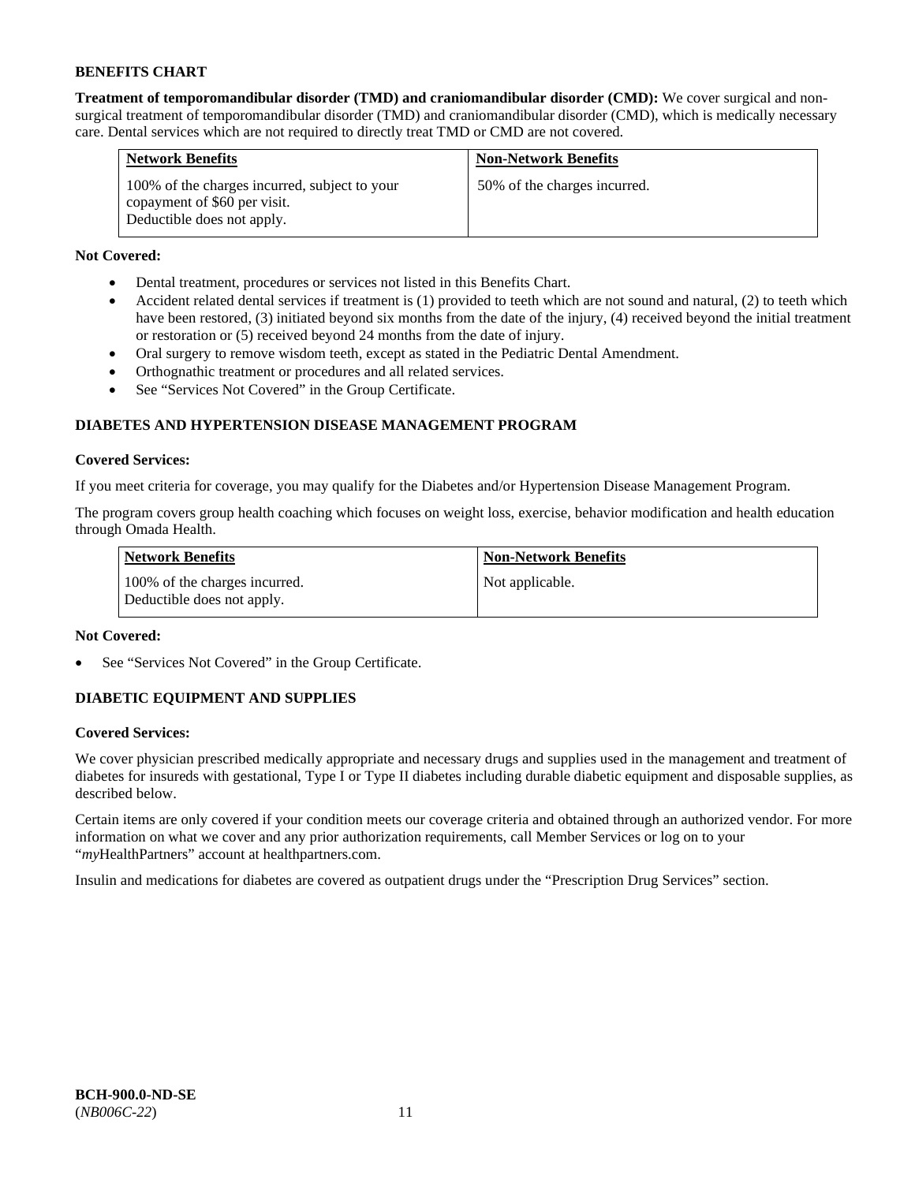**BENEFITS CHART**

**Treatment of temporomandibular disorder (TMD) and craniomandibular disorder (CMD):** We cover surgical and non-surgical treatment of temporomandibular disorder (TMD) and craniomandibular disorder (CMD), which is medically necessary care. Dental services which are not required to directly treat TMD or CMD are not covered.

| Network Benefits | Non-Network Benefits |
|---|---|
| 100% of the charges incurred, subject to your copayment of $60 per visit. Deductible does not apply. | 50% of the charges incurred. |

**Not Covered:**

- Dental treatment, procedures or services not listed in this Benefits Chart.
- Accident related dental services if treatment is (1) provided to teeth which are not sound and natural, (2) to teeth which have been restored, (3) initiated beyond six months from the date of the injury, (4) received beyond the initial treatment or restoration or (5) received beyond 24 months from the date of injury.
- Oral surgery to remove wisdom teeth, except as stated in the Pediatric Dental Amendment.
- Orthognathic treatment or procedures and all related services.
- See "Services Not Covered" in the Group Certificate.

**DIABETES AND HYPERTENSION DISEASE MANAGEMENT PROGRAM**

**Covered Services:**

If you meet criteria for coverage, you may qualify for the Diabetes and/or Hypertension Disease Management Program.

The program covers group health coaching which focuses on weight loss, exercise, behavior modification and health education through Omada Health.

| Network Benefits | Non-Network Benefits |
|---|---|
| 100% of the charges incurred. Deductible does not apply. | Not applicable. |

**Not Covered:**

- See "Services Not Covered" in the Group Certificate.

**DIABETIC EQUIPMENT AND SUPPLIES**

**Covered Services:**

We cover physician prescribed medically appropriate and necessary drugs and supplies used in the management and treatment of diabetes for insureds with gestational, Type I or Type II diabetes including durable diabetic equipment and disposable supplies, as described below.

Certain items are only covered if your condition meets our coverage criteria and obtained through an authorized vendor. For more information on what we cover and any prior authorization requirements, call Member Services or log on to your "*my*HealthPartners" account at healthpartners.com.

Insulin and medications for diabetes are covered as outpatient drugs under the "Prescription Drug Services" section.

**BCH-900.0-ND-SE**
(*NB006C-22*)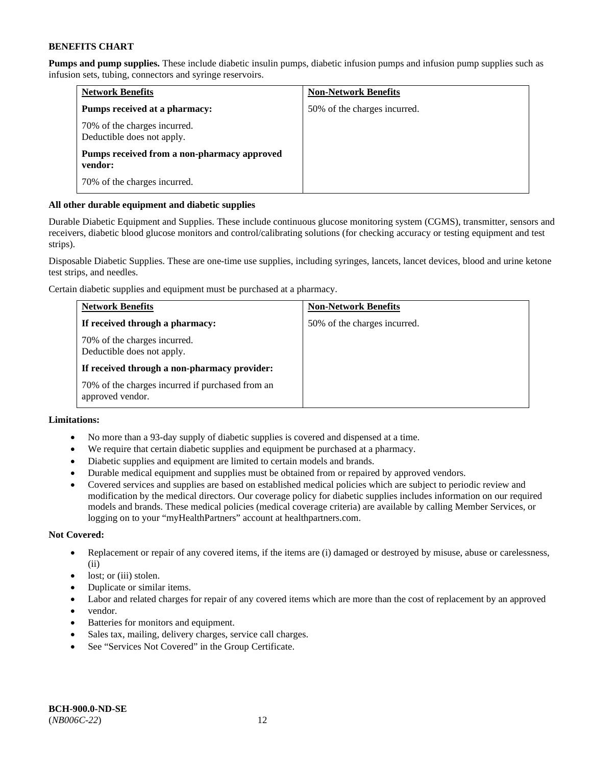**BENEFITS CHART**

**Pumps and pump supplies.** These include diabetic insulin pumps, diabetic infusion pumps and infusion pump supplies such as infusion sets, tubing, connectors and syringe reservoirs.

| Network Benefits | Non-Network Benefits |
|---|---|
| **Pumps received at a pharmacy:**<br>70% of the charges incurred.<br>Deductible does not apply.<br>**Pumps received from a non-pharmacy approved vendor:**<br>70% of the charges incurred. | 50% of the charges incurred. |

**All other durable equipment and diabetic supplies**

Durable Diabetic Equipment and Supplies. These include continuous glucose monitoring system (CGMS), transmitter, sensors and receivers, diabetic blood glucose monitors and control/calibrating solutions (for checking accuracy or testing equipment and test strips).

Disposable Diabetic Supplies. These are one-time use supplies, including syringes, lancets, lancet devices, blood and urine ketone test strips, and needles.

Certain diabetic supplies and equipment must be purchased at a pharmacy.

| Network Benefits | Non-Network Benefits |
|---|---|
| **If received through a pharmacy:**<br>70% of the charges incurred.<br>Deductible does not apply.<br>**If received through a non-pharmacy provider:**<br>70% of the charges incurred if purchased from an approved vendor. | 50% of the charges incurred. |

**Limitations:**

- No more than a 93-day supply of diabetic supplies is covered and dispensed at a time.
- We require that certain diabetic supplies and equipment be purchased at a pharmacy.
- Diabetic supplies and equipment are limited to certain models and brands.
- Durable medical equipment and supplies must be obtained from or repaired by approved vendors.
- Covered services and supplies are based on established medical policies which are subject to periodic review and modification by the medical directors. Our coverage policy for diabetic supplies includes information on our required models and brands. These medical policies (medical coverage criteria) are available by calling Member Services, or logging on to your "myHealthPartners" account at healthpartners.com.

**Not Covered:**

- Replacement or repair of any covered items, if the items are (i) damaged or destroyed by misuse, abuse or carelessness, (ii)
- lost; or (iii) stolen.
- Duplicate or similar items.
- Labor and related charges for repair of any covered items which are more than the cost of replacement by an approved
- vendor.
- Batteries for monitors and equipment.
- Sales tax, mailing, delivery charges, service call charges.
- See "Services Not Covered" in the Group Certificate.

**BCH-900.0-ND-SE**
(*NB006C-22*)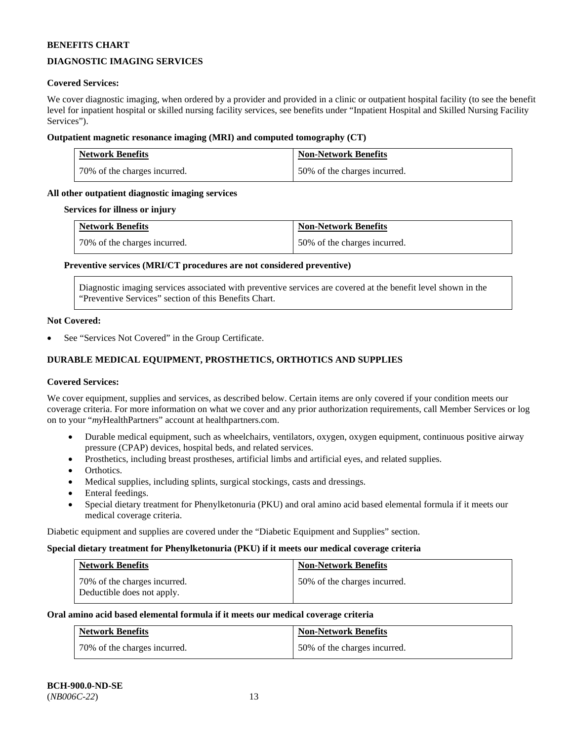**BENEFITS CHART**

**DIAGNOSTIC IMAGING SERVICES**

**Covered Services:**

We cover diagnostic imaging, when ordered by a provider and provided in a clinic or outpatient hospital facility (to see the benefit level for inpatient hospital or skilled nursing facility services, see benefits under "Inpatient Hospital and Skilled Nursing Facility Services").

**Outpatient magnetic resonance imaging (MRI) and computed tomography (CT)**

| Network Benefits | Non-Network Benefits |
| --- | --- |
| 70% of the charges incurred. | 50% of the charges incurred. |

**All other outpatient diagnostic imaging services**

**Services for illness or injury**

| Network Benefits | Non-Network Benefits |
| --- | --- |
| 70% of the charges incurred. | 50% of the charges incurred. |

**Preventive services (MRI/CT procedures are not considered preventive)**

| Diagnostic imaging services associated with preventive services are covered at the benefit level shown in the "Preventive Services" section of this Benefits Chart. |
| --- |

**Not Covered:**

- See "Services Not Covered" in the Group Certificate.

**DURABLE MEDICAL EQUIPMENT, PROSTHETICS, ORTHOTICS AND SUPPLIES**

**Covered Services:**

We cover equipment, supplies and services, as described below. Certain items are only covered if your condition meets our coverage criteria. For more information on what we cover and any prior authorization requirements, call Member Services or log on to your "*my*HealthPartners" account at healthpartners.com.

- Durable medical equipment, such as wheelchairs, ventilators, oxygen, oxygen equipment, continuous positive airway pressure (CPAP) devices, hospital beds, and related services.
- Prosthetics, including breast prostheses, artificial limbs and artificial eyes, and related supplies.
- Orthotics.
- Medical supplies, including splints, surgical stockings, casts and dressings.
- Enteral feedings.
- Special dietary treatment for Phenylketonuria (PKU) and oral amino acid based elemental formula if it meets our medical coverage criteria.

Diabetic equipment and supplies are covered under the "Diabetic Equipment and Supplies" section.

**Special dietary treatment for Phenylketonuria (PKU) if it meets our medical coverage criteria**

| Network Benefits | Non-Network Benefits |
| --- | --- |
| 70% of the charges incurred. Deductible does not apply. | 50% of the charges incurred. |

**Oral amino acid based elemental formula if it meets our medical coverage criteria**

| Network Benefits | Non-Network Benefits |
| --- | --- |
| 70% of the charges incurred. | 50% of the charges incurred. |

**BCH-900.0-ND-SE**
(*NB006C-22*)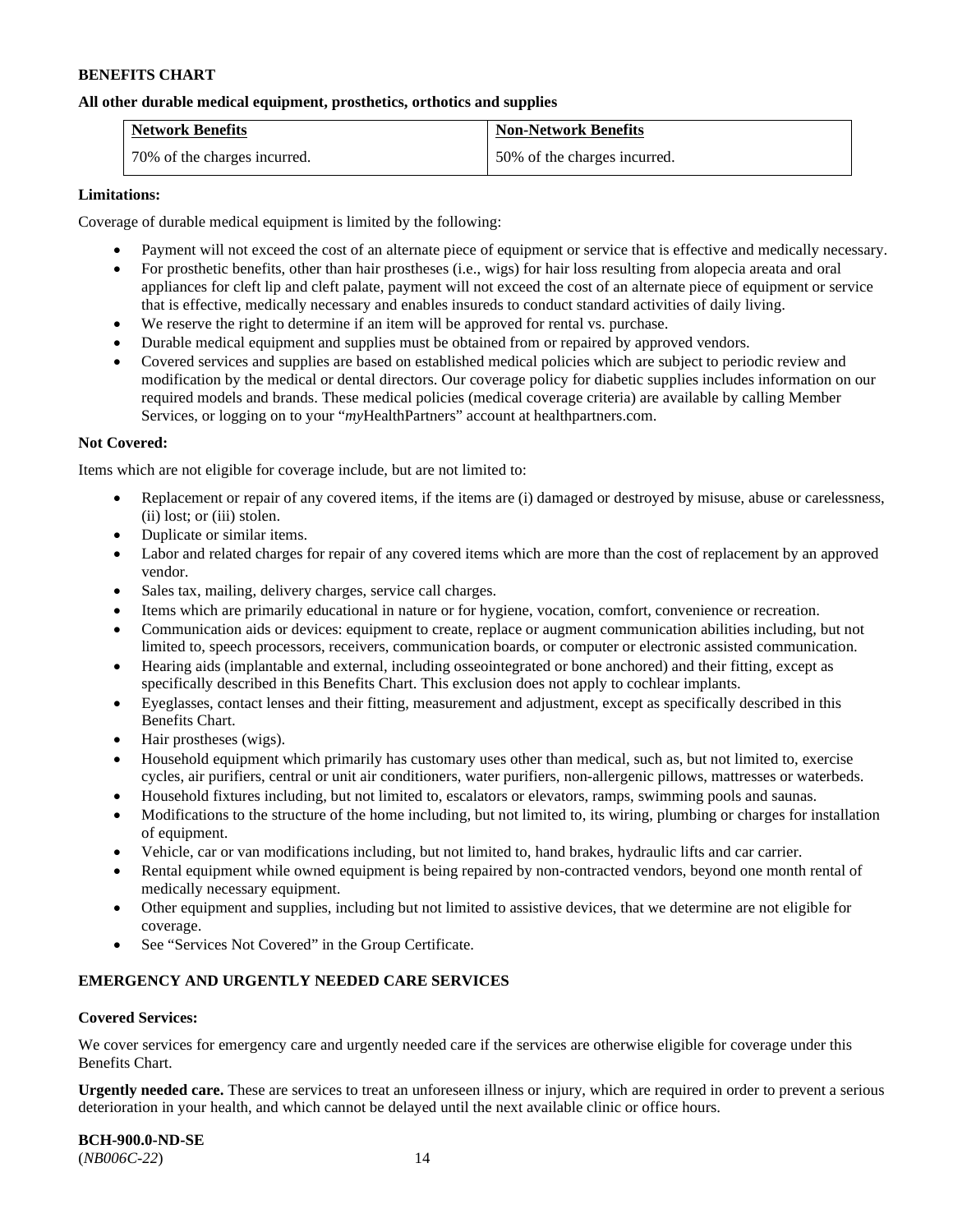**BENEFITS CHART**

**All other durable medical equipment, prosthetics, orthotics and supplies**

| Network Benefits | Non-Network Benefits |
|---|---|
| 70% of the charges incurred. | 50% of the charges incurred. |

**Limitations:**

Coverage of durable medical equipment is limited by the following:

- Payment will not exceed the cost of an alternate piece of equipment or service that is effective and medically necessary.
- For prosthetic benefits, other than hair prostheses (i.e., wigs) for hair loss resulting from alopecia areata and oral appliances for cleft lip and cleft palate, payment will not exceed the cost of an alternate piece of equipment or service that is effective, medically necessary and enables insureds to conduct standard activities of daily living.
- We reserve the right to determine if an item will be approved for rental vs. purchase.
- Durable medical equipment and supplies must be obtained from or repaired by approved vendors.
- Covered services and supplies are based on established medical policies which are subject to periodic review and modification by the medical or dental directors. Our coverage policy for diabetic supplies includes information on our required models and brands. These medical policies (medical coverage criteria) are available by calling Member Services, or logging on to your "*my*HealthPartners" account at healthpartners.com.

**Not Covered:**

Items which are not eligible for coverage include, but are not limited to:

- Replacement or repair of any covered items, if the items are (i) damaged or destroyed by misuse, abuse or carelessness, (ii) lost; or (iii) stolen.
- Duplicate or similar items.
- Labor and related charges for repair of any covered items which are more than the cost of replacement by an approved vendor.
- Sales tax, mailing, delivery charges, service call charges.
- Items which are primarily educational in nature or for hygiene, vocation, comfort, convenience or recreation.
- Communication aids or devices: equipment to create, replace or augment communication abilities including, but not limited to, speech processors, receivers, communication boards, or computer or electronic assisted communication.
- Hearing aids (implantable and external, including osseointegrated or bone anchored) and their fitting, except as specifically described in this Benefits Chart. This exclusion does not apply to cochlear implants.
- Eyeglasses, contact lenses and their fitting, measurement and adjustment, except as specifically described in this Benefits Chart.
- Hair prostheses (wigs).
- Household equipment which primarily has customary uses other than medical, such as, but not limited to, exercise cycles, air purifiers, central or unit air conditioners, water purifiers, non-allergenic pillows, mattresses or waterbeds.
- Household fixtures including, but not limited to, escalators or elevators, ramps, swimming pools and saunas.
- Modifications to the structure of the home including, but not limited to, its wiring, plumbing or charges for installation of equipment.
- Vehicle, car or van modifications including, but not limited to, hand brakes, hydraulic lifts and car carrier.
- Rental equipment while owned equipment is being repaired by non-contracted vendors, beyond one month rental of medically necessary equipment.
- Other equipment and supplies, including but not limited to assistive devices, that we determine are not eligible for coverage.
- See "Services Not Covered" in the Group Certificate.

**EMERGENCY AND URGENTLY NEEDED CARE SERVICES**

**Covered Services:**

We cover services for emergency care and urgently needed care if the services are otherwise eligible for coverage under this Benefits Chart.

**Urgently needed care.** These are services to treat an unforeseen illness or injury, which are required in order to prevent a serious deterioration in your health, and which cannot be delayed until the next available clinic or office hours.

**BCH-900.0-ND-SE**
(*NB006C-22*)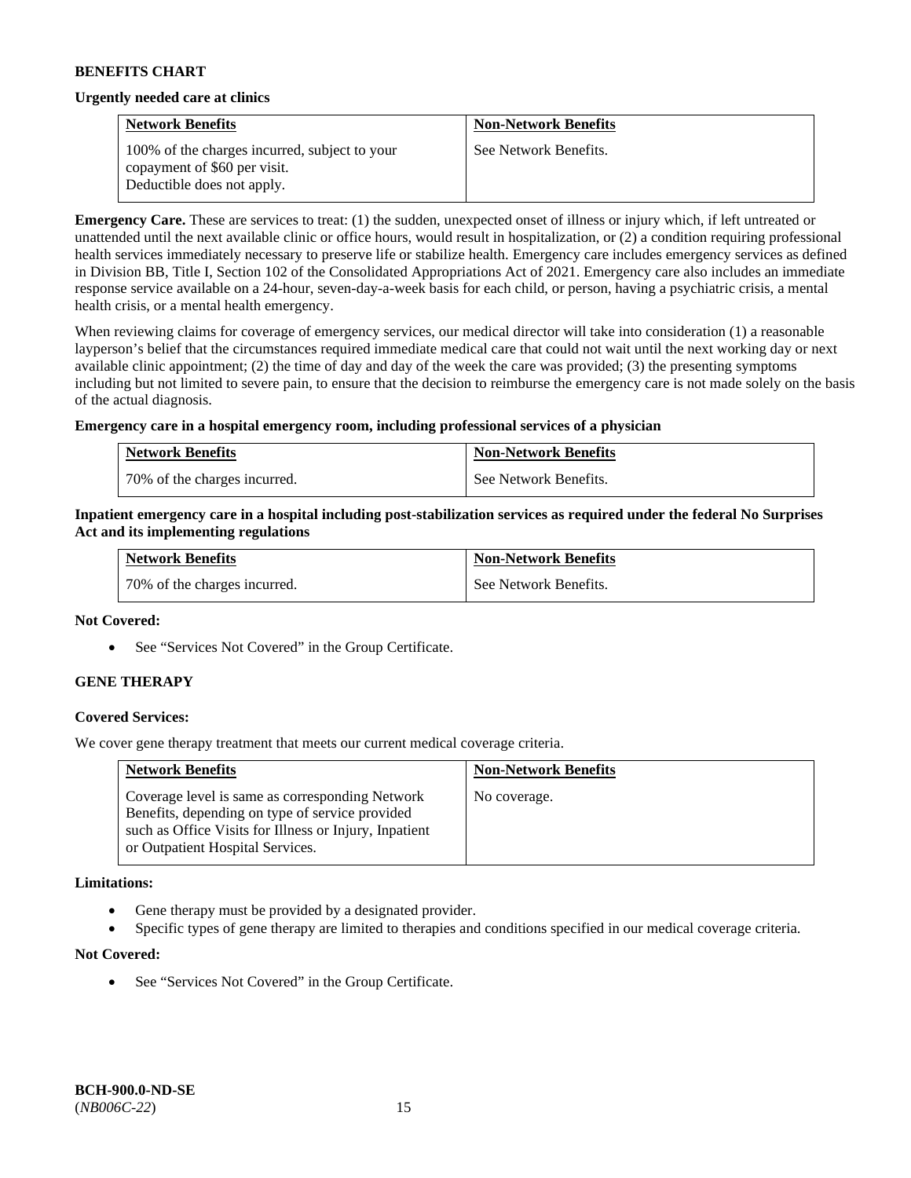**BENEFITS CHART**

**Urgently needed care at clinics**

| Network Benefits | Non-Network Benefits |
|---|---|
| 100% of the charges incurred, subject to your copayment of $60 per visit. Deductible does not apply. | See Network Benefits. |

**Emergency Care.** These are services to treat: (1) the sudden, unexpected onset of illness or injury which, if left untreated or unattended until the next available clinic or office hours, would result in hospitalization, or (2) a condition requiring professional health services immediately necessary to preserve life or stabilize health. Emergency care includes emergency services as defined in Division BB, Title I, Section 102 of the Consolidated Appropriations Act of 2021. Emergency care also includes an immediate response service available on a 24-hour, seven-day-a-week basis for each child, or person, having a psychiatric crisis, a mental health crisis, or a mental health emergency.

When reviewing claims for coverage of emergency services, our medical director will take into consideration (1) a reasonable layperson's belief that the circumstances required immediate medical care that could not wait until the next working day or next available clinic appointment; (2) the time of day and day of the week the care was provided; (3) the presenting symptoms including but not limited to severe pain, to ensure that the decision to reimburse the emergency care is not made solely on the basis of the actual diagnosis.

**Emergency care in a hospital emergency room, including professional services of a physician**

| Network Benefits | Non-Network Benefits |
|---|---|
| 70% of the charges incurred. | See Network Benefits. |

**Inpatient emergency care in a hospital including post-stabilization services as required under the federal No Surprises Act and its implementing regulations**

| Network Benefits | Non-Network Benefits |
|---|---|
| 70% of the charges incurred. | See Network Benefits. |

**Not Covered:**

- See "Services Not Covered" in the Group Certificate.

**GENE THERAPY**

**Covered Services:**

We cover gene therapy treatment that meets our current medical coverage criteria.

| Network Benefits | Non-Network Benefits |
|---|---|
| Coverage level is same as corresponding Network Benefits, depending on type of service provided such as Office Visits for Illness or Injury, Inpatient or Outpatient Hospital Services. | No coverage. |

**Limitations:**

- Gene therapy must be provided by a designated provider.
- Specific types of gene therapy are limited to therapies and conditions specified in our medical coverage criteria.

**Not Covered:**

- See "Services Not Covered" in the Group Certificate.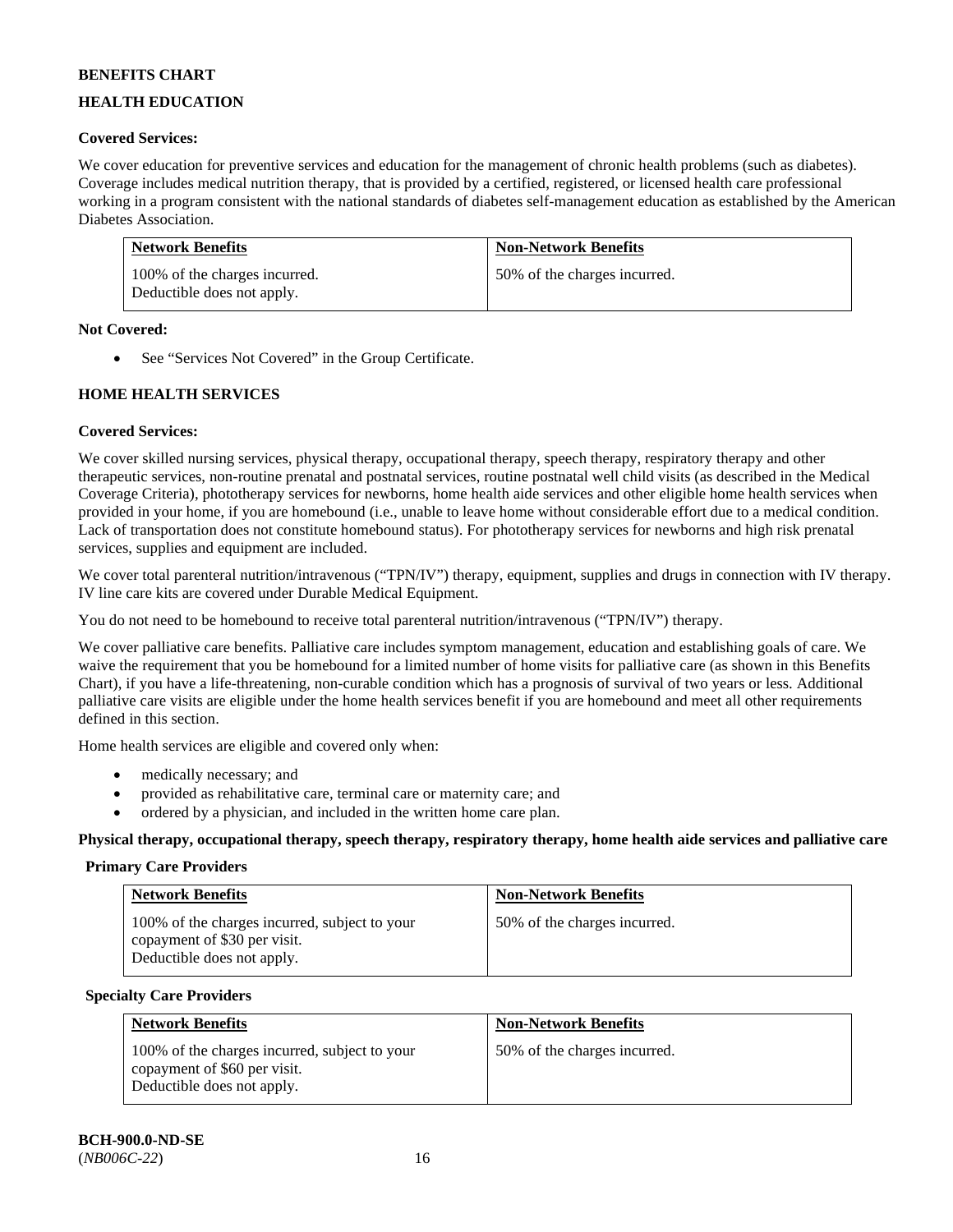**BENEFITS CHART**

**HEALTH EDUCATION**

**Covered Services:**

We cover education for preventive services and education for the management of chronic health problems (such as diabetes). Coverage includes medical nutrition therapy, that is provided by a certified, registered, or licensed health care professional working in a program consistent with the national standards of diabetes self-management education as established by the American Diabetes Association.

| Network Benefits | Non-Network Benefits |
|---|---|
| 100% of the charges incurred. Deductible does not apply. | 50% of the charges incurred. |

**Not Covered:**

- See "Services Not Covered" in the Group Certificate.

**HOME HEALTH SERVICES**

**Covered Services:**

We cover skilled nursing services, physical therapy, occupational therapy, speech therapy, respiratory therapy and other therapeutic services, non-routine prenatal and postnatal services, routine postnatal well child visits (as described in the Medical Coverage Criteria), phototherapy services for newborns, home health aide services and other eligible home health services when provided in your home, if you are homebound (i.e., unable to leave home without considerable effort due to a medical condition. Lack of transportation does not constitute homebound status). For phototherapy services for newborns and high risk prenatal services, supplies and equipment are included.

We cover total parenteral nutrition/intravenous ("TPN/IV") therapy, equipment, supplies and drugs in connection with IV therapy. IV line care kits are covered under Durable Medical Equipment.

You do not need to be homebound to receive total parenteral nutrition/intravenous ("TPN/IV") therapy.

We cover palliative care benefits. Palliative care includes symptom management, education and establishing goals of care. We waive the requirement that you be homebound for a limited number of home visits for palliative care (as shown in this Benefits Chart), if you have a life-threatening, non-curable condition which has a prognosis of survival of two years or less. Additional palliative care visits are eligible under the home health services benefit if you are homebound and meet all other requirements defined in this section.

Home health services are eligible and covered only when:

- medically necessary; and
- provided as rehabilitative care, terminal care or maternity care; and
- ordered by a physician, and included in the written home care plan.

**Physical therapy, occupational therapy, speech therapy, respiratory therapy, home health aide services and palliative care**

**Primary Care Providers**

| Network Benefits | Non-Network Benefits |
|---|---|
| 100% of the charges incurred, subject to your copayment of $30 per visit. Deductible does not apply. | 50% of the charges incurred. |

**Specialty Care Providers**

| Network Benefits | Non-Network Benefits |
|---|---|
| 100% of the charges incurred, subject to your copayment of $60 per visit. Deductible does not apply. | 50% of the charges incurred. |

**BCH-900.0-ND-SE**
(*NB006C-22*)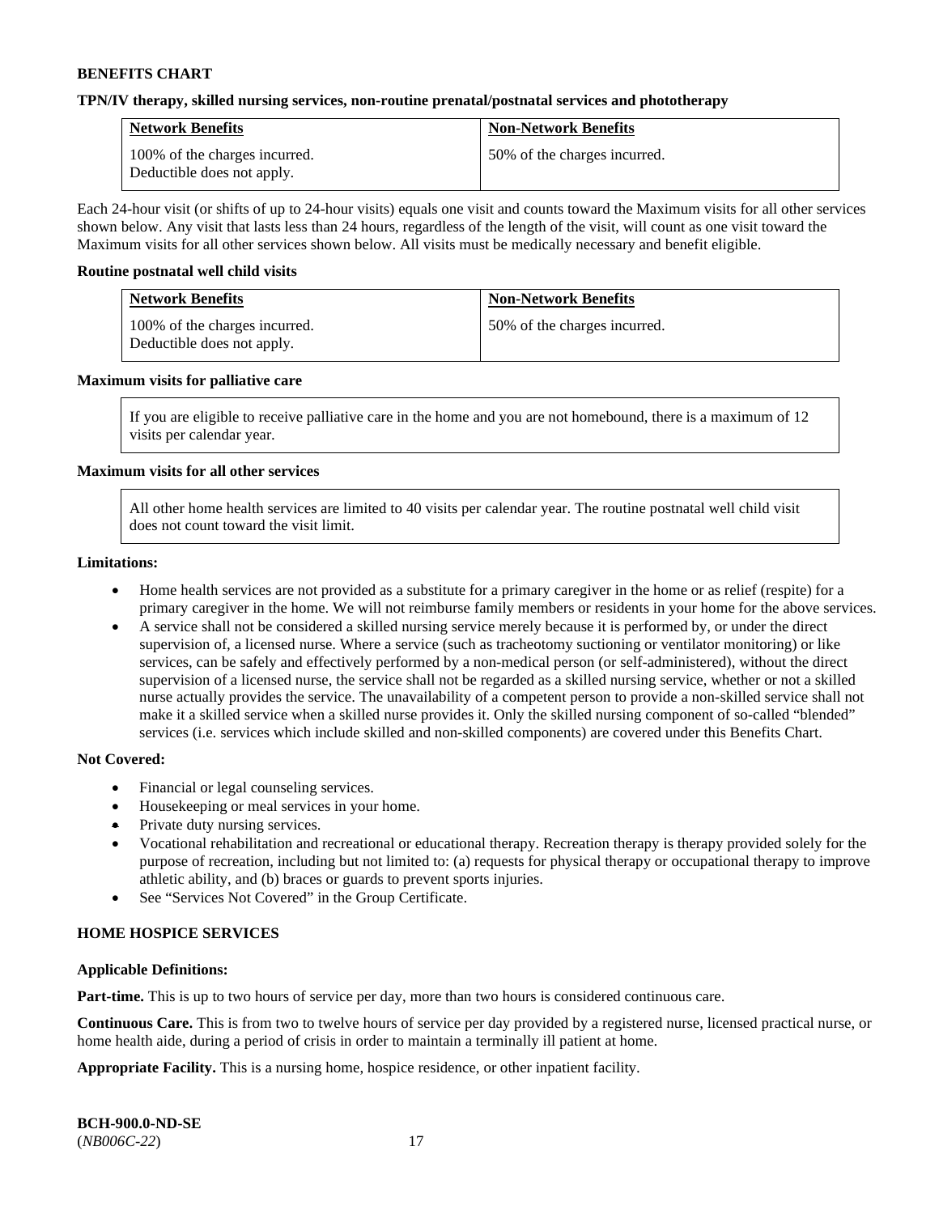**BENEFITS CHART**

**TPN/IV therapy, skilled nursing services, non-routine prenatal/postnatal services and phototherapy**

| Network Benefits | Non-Network Benefits |
| --- | --- |
| 100% of the charges incurred. Deductible does not apply. | 50% of the charges incurred. |

Each 24-hour visit (or shifts of up to 24-hour visits) equals one visit and counts toward the Maximum visits for all other services shown below. Any visit that lasts less than 24 hours, regardless of the length of the visit, will count as one visit toward the Maximum visits for all other services shown below. All visits must be medically necessary and benefit eligible.

**Routine postnatal well child visits**

| Network Benefits | Non-Network Benefits |
| --- | --- |
| 100% of the charges incurred. Deductible does not apply. | 50% of the charges incurred. |

**Maximum visits for palliative care**

If you are eligible to receive palliative care in the home and you are not homebound, there is a maximum of 12 visits per calendar year.

**Maximum visits for all other services**

All other home health services are limited to 40 visits per calendar year. The routine postnatal well child visit does not count toward the visit limit.

**Limitations:**

- Home health services are not provided as a substitute for a primary caregiver in the home or as relief (respite) for a primary caregiver in the home. We will not reimburse family members or residents in your home for the above services.
- A service shall not be considered a skilled nursing service merely because it is performed by, or under the direct supervision of, a licensed nurse. Where a service (such as tracheotomy suctioning or ventilator monitoring) or like services, can be safely and effectively performed by a non-medical person (or self-administered), without the direct supervision of a licensed nurse, the service shall not be regarded as a skilled nursing service, whether or not a skilled nurse actually provides the service. The unavailability of a competent person to provide a non-skilled service shall not make it a skilled service when a skilled nurse provides it. Only the skilled nursing component of so-called "blended" services (i.e. services which include skilled and non-skilled components) are covered under this Benefits Chart.

**Not Covered:**

- Financial or legal counseling services.
- Housekeeping or meal services in your home.
- Private duty nursing services.
- Vocational rehabilitation and recreational or educational therapy. Recreation therapy is therapy provided solely for the purpose of recreation, including but not limited to: (a) requests for physical therapy or occupational therapy to improve athletic ability, and (b) braces or guards to prevent sports injuries.
- See "Services Not Covered" in the Group Certificate.

**HOME HOSPICE SERVICES**

**Applicable Definitions:**

**Part-time.** This is up to two hours of service per day, more than two hours is considered continuous care.

**Continuous Care.** This is from two to twelve hours of service per day provided by a registered nurse, licensed practical nurse, or home health aide, during a period of crisis in order to maintain a terminally ill patient at home.

**Appropriate Facility.** This is a nursing home, hospice residence, or other inpatient facility.

**BCH-900.0-ND-SE**
(*NB006C-22*)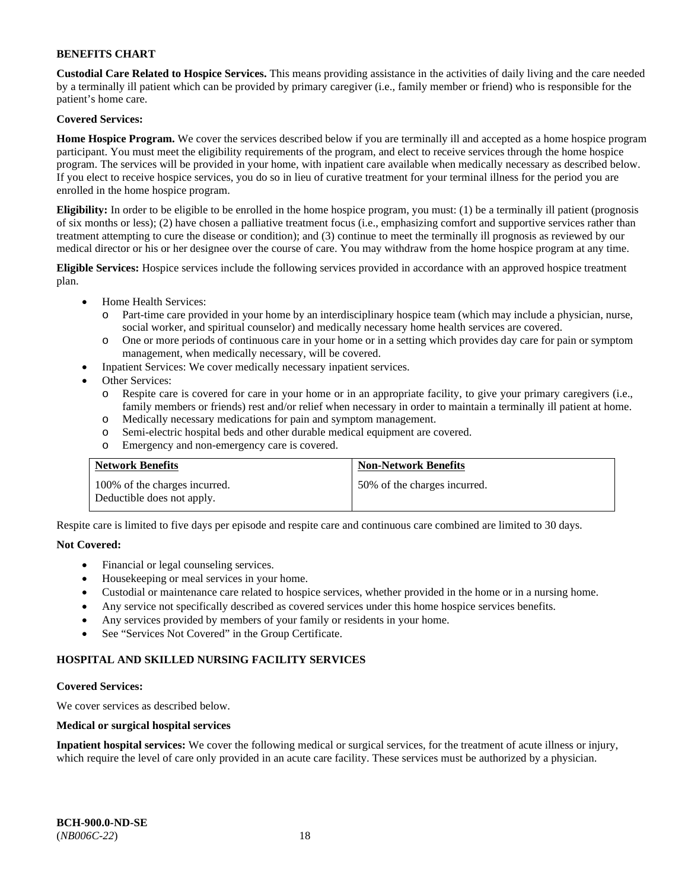**BENEFITS CHART**

**Custodial Care Related to Hospice Services.** This means providing assistance in the activities of daily living and the care needed by a terminally ill patient which can be provided by primary caregiver (i.e., family member or friend) who is responsible for the patient's home care.

**Covered Services:**

**Home Hospice Program.** We cover the services described below if you are terminally ill and accepted as a home hospice program participant. You must meet the eligibility requirements of the program, and elect to receive services through the home hospice program. The services will be provided in your home, with inpatient care available when medically necessary as described below. If you elect to receive hospice services, you do so in lieu of curative treatment for your terminal illness for the period you are enrolled in the home hospice program.

**Eligibility:** In order to be eligible to be enrolled in the home hospice program, you must: (1) be a terminally ill patient (prognosis of six months or less); (2) have chosen a palliative treatment focus (i.e., emphasizing comfort and supportive services rather than treatment attempting to cure the disease or condition); and (3) continue to meet the terminally ill prognosis as reviewed by our medical director or his or her designee over the course of care. You may withdraw from the home hospice program at any time.

**Eligible Services:** Hospice services include the following services provided in accordance with an approved hospice treatment plan.

- Home Health Services:
  - Part-time care provided in your home by an interdisciplinary hospice team (which may include a physician, nurse, social worker, and spiritual counselor) and medically necessary home health services are covered.
  - One or more periods of continuous care in your home or in a setting which provides day care for pain or symptom management, when medically necessary, will be covered.
- Inpatient Services: We cover medically necessary inpatient services.
- Other Services:
  - Respite care is covered for care in your home or in an appropriate facility, to give your primary caregivers (i.e., family members or friends) rest and/or relief when necessary in order to maintain a terminally ill patient at home.
  - Medically necessary medications for pain and symptom management.
  - Semi-electric hospital beds and other durable medical equipment are covered.
  - Emergency and non-emergency care is covered.

| **Network Benefits** | **Non-Network Benefits** |
|---|---|
| 100% of the charges incurred. Deductible does not apply. | 50% of the charges incurred. |

Respite care is limited to five days per episode and respite care and continuous care combined are limited to 30 days.

**Not Covered:**

- Financial or legal counseling services.
- Housekeeping or meal services in your home.
- Custodial or maintenance care related to hospice services, whether provided in the home or in a nursing home.
- Any service not specifically described as covered services under this home hospice services benefits.
- Any services provided by members of your family or residents in your home.
- See "Services Not Covered" in the Group Certificate.

**HOSPITAL AND SKILLED NURSING FACILITY SERVICES**

**Covered Services:**

We cover services as described below.

**Medical or surgical hospital services**

**Inpatient hospital services:** We cover the following medical or surgical services, for the treatment of acute illness or injury, which require the level of care only provided in an acute care facility. These services must be authorized by a physician.

**BCH-900.0-ND-SE**
(*NB006C-22*)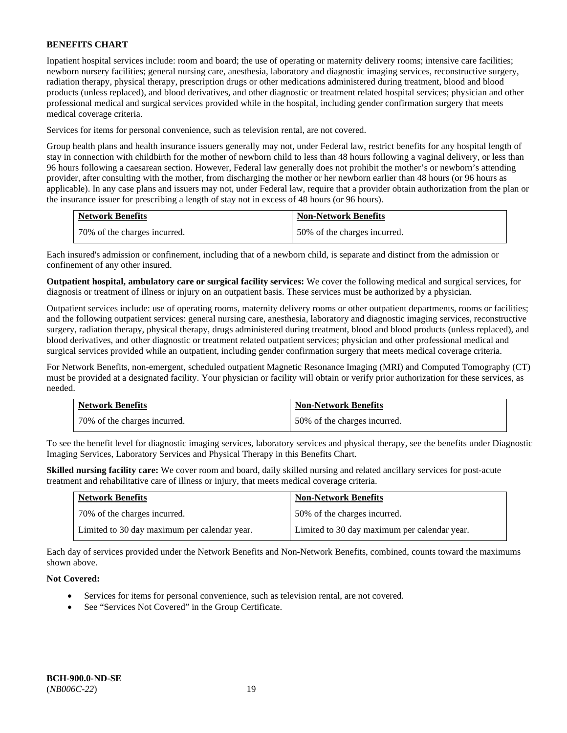**BENEFITS CHART**

Inpatient hospital services include: room and board; the use of operating or maternity delivery rooms; intensive care facilities; newborn nursery facilities; general nursing care, anesthesia, laboratory and diagnostic imaging services, reconstructive surgery, radiation therapy, physical therapy, prescription drugs or other medications administered during treatment, blood and blood products (unless replaced), and blood derivatives, and other diagnostic or treatment related hospital services; physician and other professional medical and surgical services provided while in the hospital, including gender confirmation surgery that meets medical coverage criteria.

Services for items for personal convenience, such as television rental, are not covered.

Group health plans and health insurance issuers generally may not, under Federal law, restrict benefits for any hospital length of stay in connection with childbirth for the mother of newborn child to less than 48 hours following a vaginal delivery, or less than 96 hours following a caesarean section. However, Federal law generally does not prohibit the mother's or newborn's attending provider, after consulting with the mother, from discharging the mother or her newborn earlier than 48 hours (or 96 hours as applicable). In any case plans and issuers may not, under Federal law, require that a provider obtain authorization from the plan or the insurance issuer for prescribing a length of stay not in excess of 48 hours (or 96 hours).

| Network Benefits | Non-Network Benefits |
|---|---|
| 70% of the charges incurred. | 50% of the charges incurred. |

Each insured's admission or confinement, including that of a newborn child, is separate and distinct from the admission or confinement of any other insured.

**Outpatient hospital, ambulatory care or surgical facility services:** We cover the following medical and surgical services, for diagnosis or treatment of illness or injury on an outpatient basis. These services must be authorized by a physician.

Outpatient services include: use of operating rooms, maternity delivery rooms or other outpatient departments, rooms or facilities; and the following outpatient services: general nursing care, anesthesia, laboratory and diagnostic imaging services, reconstructive surgery, radiation therapy, physical therapy, drugs administered during treatment, blood and blood products (unless replaced), and blood derivatives, and other diagnostic or treatment related outpatient services; physician and other professional medical and surgical services provided while an outpatient, including gender confirmation surgery that meets medical coverage criteria.

For Network Benefits, non-emergent, scheduled outpatient Magnetic Resonance Imaging (MRI) and Computed Tomography (CT) must be provided at a designated facility. Your physician or facility will obtain or verify prior authorization for these services, as needed.

| Network Benefits | Non-Network Benefits |
|---|---|
| 70% of the charges incurred. | 50% of the charges incurred. |

To see the benefit level for diagnostic imaging services, laboratory services and physical therapy, see the benefits under Diagnostic Imaging Services, Laboratory Services and Physical Therapy in this Benefits Chart.

**Skilled nursing facility care:** We cover room and board, daily skilled nursing and related ancillary services for post-acute treatment and rehabilitative care of illness or injury, that meets medical coverage criteria.

| Network Benefits | Non-Network Benefits |
|---|---|
| 70% of the charges incurred. | 50% of the charges incurred. |
| Limited to 30 day maximum per calendar year. | Limited to 30 day maximum per calendar year. |

Each day of services provided under the Network Benefits and Non-Network Benefits, combined, counts toward the maximums shown above.

**Not Covered:**

- Services for items for personal convenience, such as television rental, are not covered.
- See "Services Not Covered" in the Group Certificate.

**BCH-900.0-ND-SE**
(*NB006C-22*)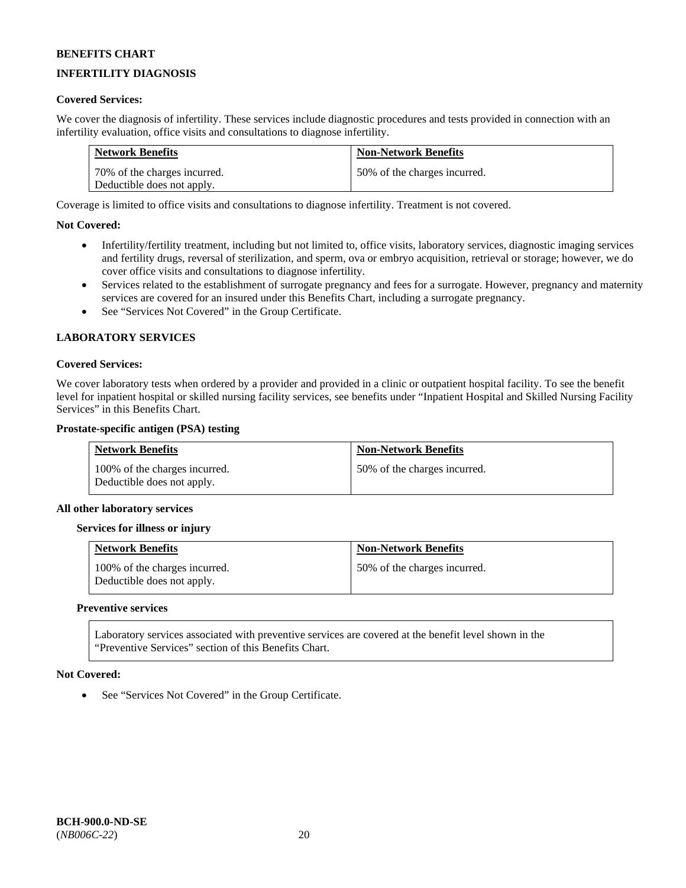**BENEFITS CHART**

**INFERTILITY DIAGNOSIS**

**Covered Services:**

We cover the diagnosis of infertility. These services include diagnostic procedures and tests provided in connection with an infertility evaluation, office visits and consultations to diagnose infertility.

| Network Benefits | Non-Network Benefits |
|---|---|
| 70% of the charges incurred. Deductible does not apply. | 50% of the charges incurred. |

Coverage is limited to office visits and consultations to diagnose infertility. Treatment is not covered.

**Not Covered:**

- Infertility/fertility treatment, including but not limited to, office visits, laboratory services, diagnostic imaging services and fertility drugs, reversal of sterilization, and sperm, ova or embryo acquisition, retrieval or storage; however, we do cover office visits and consultations to diagnose infertility.
- Services related to the establishment of surrogate pregnancy and fees for a surrogate. However, pregnancy and maternity services are covered for an insured under this Benefits Chart, including a surrogate pregnancy.
- See "Services Not Covered" in the Group Certificate.

**LABORATORY SERVICES**

**Covered Services:**

We cover laboratory tests when ordered by a provider and provided in a clinic or outpatient hospital facility. To see the benefit level for inpatient hospital or skilled nursing facility services, see benefits under "Inpatient Hospital and Skilled Nursing Facility Services" in this Benefits Chart.

**Prostate-specific antigen (PSA) testing**

| Network Benefits | Non-Network Benefits |
|---|---|
| 100% of the charges incurred. Deductible does not apply. | 50% of the charges incurred. |

**All other laboratory services**

**Services for illness or injury**

| Network Benefits | Non-Network Benefits |
|---|---|
| 100% of the charges incurred. Deductible does not apply. | 50% of the charges incurred. |

**Preventive services**

| Laboratory services associated with preventive services are covered at the benefit level shown in the "Preventive Services" section of this Benefits Chart. |
|---|

**Not Covered:**

- See "Services Not Covered" in the Group Certificate.

**BCH-900.0-ND-SE**
(*NB006C-22*)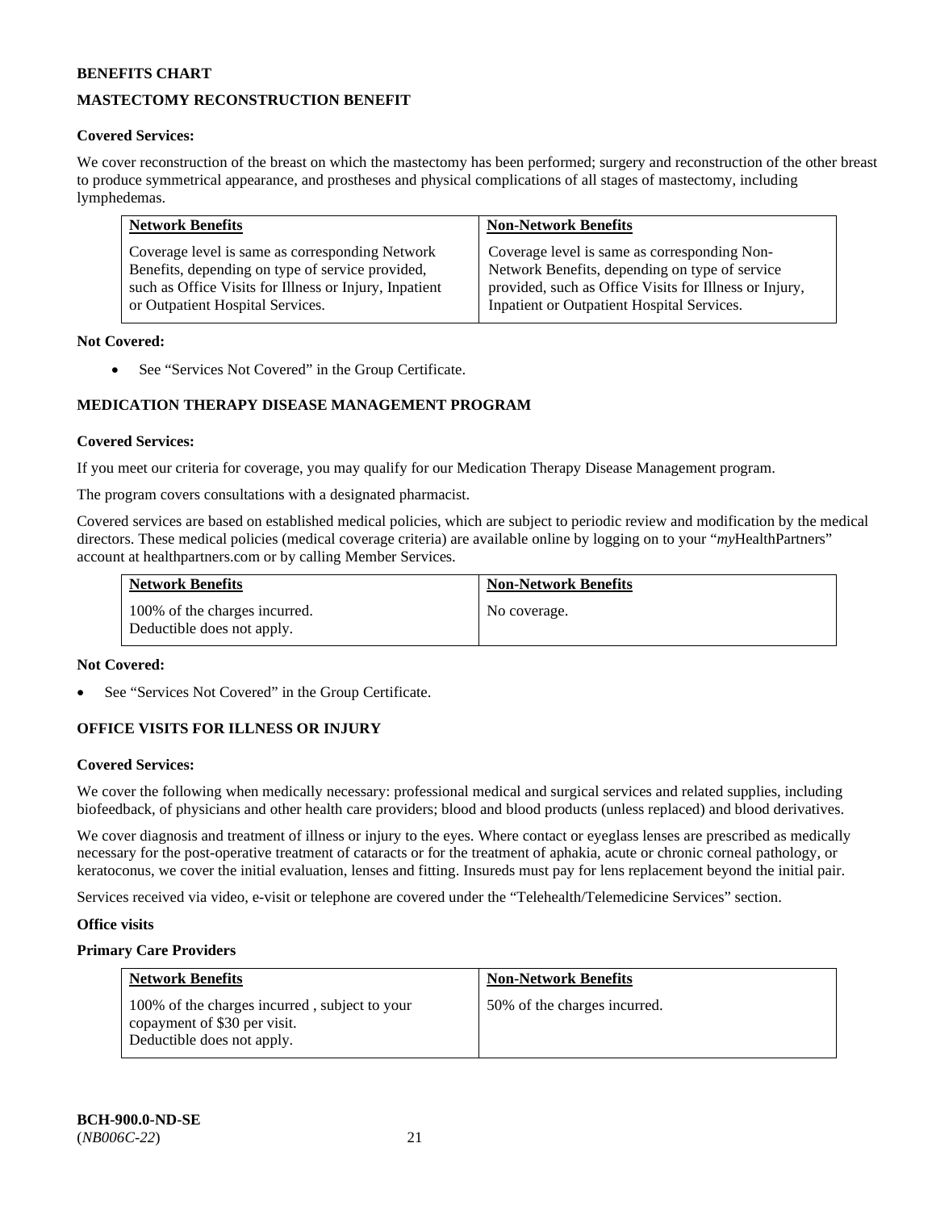**BENEFITS CHART**

**MASTECTOMY RECONSTRUCTION BENEFIT**

**Covered Services:**

We cover reconstruction of the breast on which the mastectomy has been performed; surgery and reconstruction of the other breast to produce symmetrical appearance, and prostheses and physical complications of all stages of mastectomy, including lymphedemas.

| Network Benefits | Non-Network Benefits |
|---|---|
| Coverage level is same as corresponding Network Benefits, depending on type of service provided, such as Office Visits for Illness or Injury, Inpatient or Outpatient Hospital Services. | Coverage level is same as corresponding Non-Network Benefits, depending on type of service provided, such as Office Visits for Illness or Injury, Inpatient or Outpatient Hospital Services. |

**Not Covered:**

- See "Services Not Covered" in the Group Certificate.

**MEDICATION THERAPY DISEASE MANAGEMENT PROGRAM**

**Covered Services:**

If you meet our criteria for coverage, you may qualify for our Medication Therapy Disease Management program.

The program covers consultations with a designated pharmacist.

Covered services are based on established medical policies, which are subject to periodic review and modification by the medical directors. These medical policies (medical coverage criteria) are available online by logging on to your "*my*HealthPartners" account at healthpartners.com or by calling Member Services.

| Network Benefits | Non-Network Benefits |
|---|---|
| 100% of the charges incurred. Deductible does not apply. | No coverage. |

**Not Covered:**

- See "Services Not Covered" in the Group Certificate.

**OFFICE VISITS FOR ILLNESS OR INJURY**

**Covered Services:**

We cover the following when medically necessary: professional medical and surgical services and related supplies, including biofeedback, of physicians and other health care providers; blood and blood products (unless replaced) and blood derivatives.

We cover diagnosis and treatment of illness or injury to the eyes. Where contact or eyeglass lenses are prescribed as medically necessary for the post-operative treatment of cataracts or for the treatment of aphakia, acute or chronic corneal pathology, or keratoconus, we cover the initial evaluation, lenses and fitting. Insureds must pay for lens replacement beyond the initial pair.

Services received via video, e-visit or telephone are covered under the "Telehealth/Telemedicine Services" section.

**Office visits**

**Primary Care Providers**

| Network Benefits | Non-Network Benefits |
|---|---|
| 100% of the charges incurred , subject to your copayment of $30 per visit. Deductible does not apply. | 50% of the charges incurred. |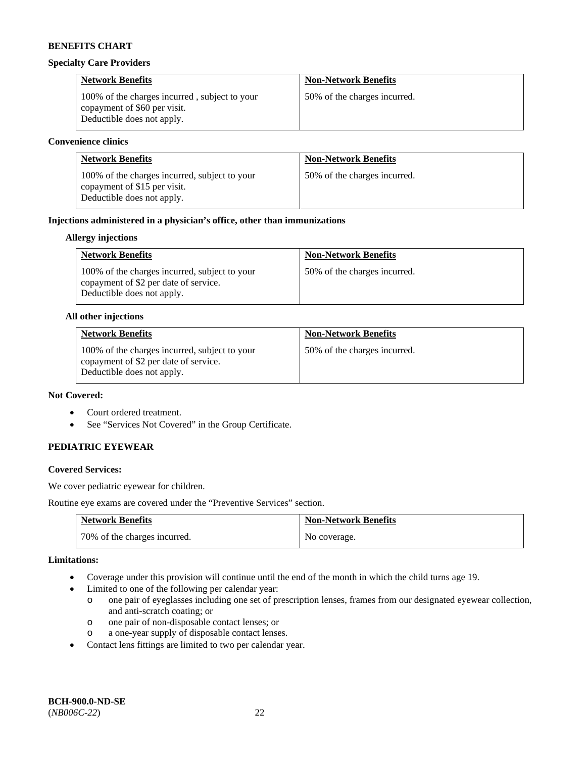**BENEFITS CHART**

**Specialty Care Providers**

| Network Benefits | Non-Network Benefits |
|---|---|
| 100% of the charges incurred , subject to your copayment of $60 per visit. Deductible does not apply. | 50% of the charges incurred. |

**Convenience clinics**

| Network Benefits | Non-Network Benefits |
|---|---|
| 100% of the charges incurred, subject to your copayment of $15 per visit. Deductible does not apply. | 50% of the charges incurred. |

**Injections administered in a physician's office, other than immunizations**

**Allergy injections**

| Network Benefits | Non-Network Benefits |
|---|---|
| 100% of the charges incurred, subject to your copayment of $2 per date of service. Deductible does not apply. | 50% of the charges incurred. |

**All other injections**

| Network Benefits | Non-Network Benefits |
|---|---|
| 100% of the charges incurred, subject to your copayment of $2 per date of service. Deductible does not apply. | 50% of the charges incurred. |

**Not Covered:**

- Court ordered treatment.
- See "Services Not Covered" in the Group Certificate.

**PEDIATRIC EYEWEAR**

**Covered Services:**

We cover pediatric eyewear for children.

Routine eye exams are covered under the "Preventive Services" section.

| Network Benefits | Non-Network Benefits |
|---|---|
| 70% of the charges incurred. | No coverage. |

**Limitations:**

- Coverage under this provision will continue until the end of the month in which the child turns age 19.
- Limited to one of the following per calendar year:
  - one pair of eyeglasses including one set of prescription lenses, frames from our designated eyewear collection, and anti-scratch coating; or
  - one pair of non-disposable contact lenses; or
  - a one-year supply of disposable contact lenses.
- Contact lens fittings are limited to two per calendar year.

**BCH-900.0-ND-SE**
(*NB006C-22*)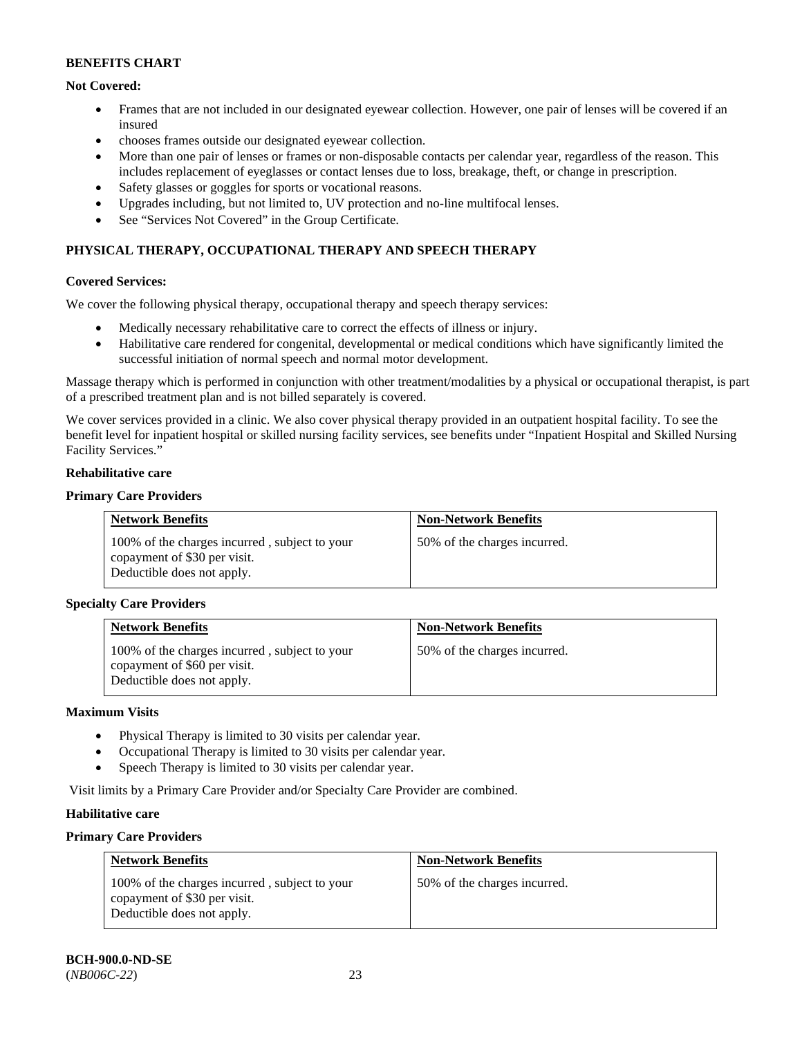**BENEFITS CHART**

**Not Covered:**

- Frames that are not included in our designated eyewear collection. However, one pair of lenses will be covered if an insured
- chooses frames outside our designated eyewear collection.
- More than one pair of lenses or frames or non-disposable contacts per calendar year, regardless of the reason. This includes replacement of eyeglasses or contact lenses due to loss, breakage, theft, or change in prescription.
- Safety glasses or goggles for sports or vocational reasons.
- Upgrades including, but not limited to, UV protection and no-line multifocal lenses.
- See "Services Not Covered" in the Group Certificate.

**PHYSICAL THERAPY, OCCUPATIONAL THERAPY AND SPEECH THERAPY**

**Covered Services:**

We cover the following physical therapy, occupational therapy and speech therapy services:

- Medically necessary rehabilitative care to correct the effects of illness or injury.
- Habilitative care rendered for congenital, developmental or medical conditions which have significantly limited the successful initiation of normal speech and normal motor development.

Massage therapy which is performed in conjunction with other treatment/modalities by a physical or occupational therapist, is part of a prescribed treatment plan and is not billed separately is covered.

We cover services provided in a clinic. We also cover physical therapy provided in an outpatient hospital facility. To see the benefit level for inpatient hospital or skilled nursing facility services, see benefits under "Inpatient Hospital and Skilled Nursing Facility Services."

**Rehabilitative care**

**Primary Care Providers**

| Network Benefits | Non-Network Benefits |
|---|---|
| 100% of the charges incurred , subject to your copayment of $30 per visit. Deductible does not apply. | 50% of the charges incurred. |

**Specialty Care Providers**

| Network Benefits | Non-Network Benefits |
|---|---|
| 100% of the charges incurred , subject to your copayment of $60 per visit. Deductible does not apply. | 50% of the charges incurred. |

**Maximum Visits**

- Physical Therapy is limited to 30 visits per calendar year.
- Occupational Therapy is limited to 30 visits per calendar year.
- Speech Therapy is limited to 30 visits per calendar year.

Visit limits by a Primary Care Provider and/or Specialty Care Provider are combined.

**Habilitative care**

**Primary Care Providers**

| Network Benefits | Non-Network Benefits |
|---|---|
| 100% of the charges incurred , subject to your copayment of $30 per visit. Deductible does not apply. | 50% of the charges incurred. |

**BCH-900.0-ND-SE**
(*NB006C-22*)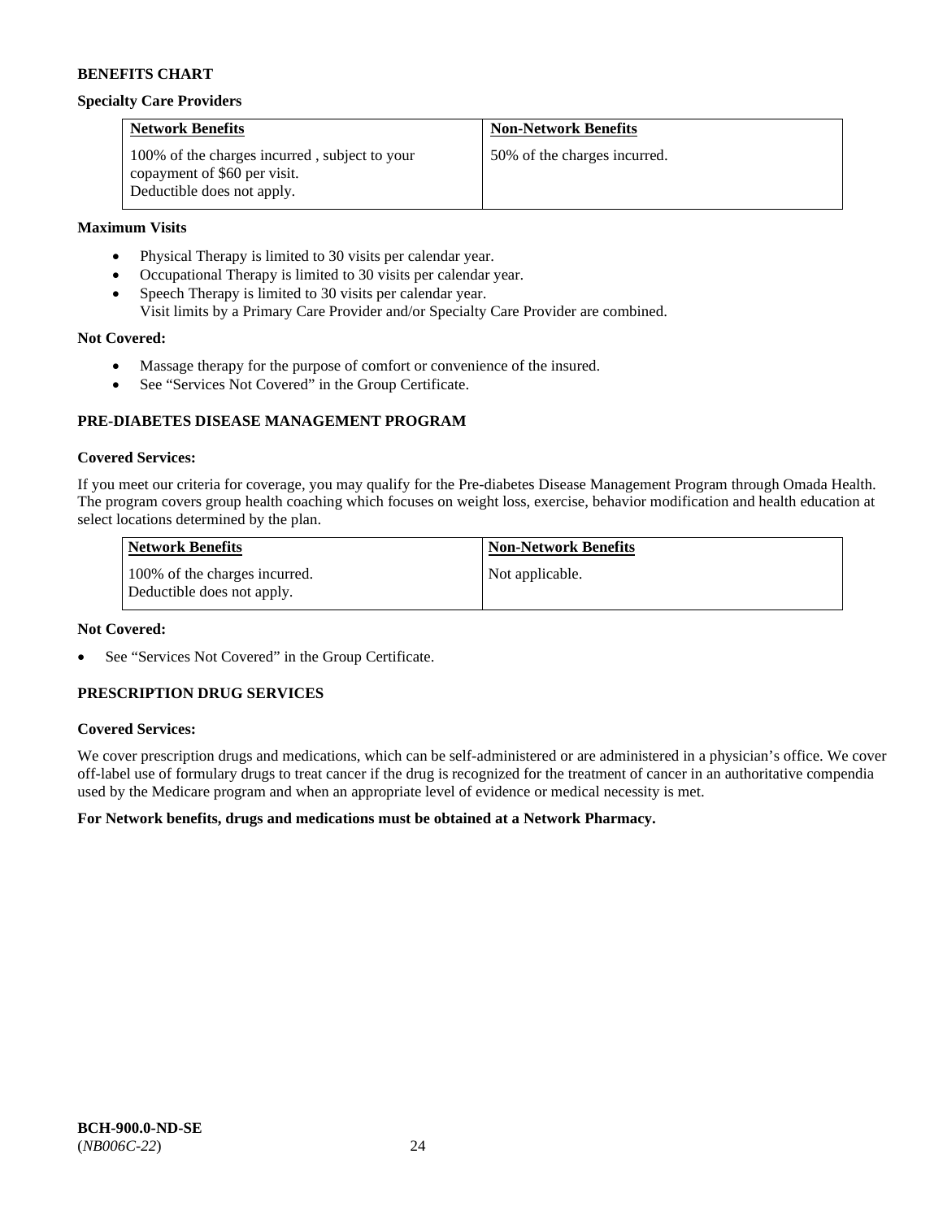**BENEFITS CHART**

**Specialty Care Providers**

| Network Benefits | Non-Network Benefits |
|---|---|
| 100% of the charges incurred , subject to your copayment of $60 per visit. Deductible does not apply. | 50% of the charges incurred. |

**Maximum Visits**

- Physical Therapy is limited to 30 visits per calendar year.
- Occupational Therapy is limited to 30 visits per calendar year.
- Speech Therapy is limited to 30 visits per calendar year.
  Visit limits by a Primary Care Provider and/or Specialty Care Provider are combined.

**Not Covered:**

- Massage therapy for the purpose of comfort or convenience of the insured.
- See "Services Not Covered" in the Group Certificate.

## PRE-DIABETES DISEASE MANAGEMENT PROGRAM

**Covered Services:**

If you meet our criteria for coverage, you may qualify for the Pre-diabetes Disease Management Program through Omada Health. The program covers group health coaching which focuses on weight loss, exercise, behavior modification and health education at select locations determined by the plan.

| Network Benefits | Non-Network Benefits |
|---|---|
| 100% of the charges incurred. Deductible does not apply. | Not applicable. |

**Not Covered:**

- See "Services Not Covered" in the Group Certificate.

## PRESCRIPTION DRUG SERVICES

**Covered Services:**

We cover prescription drugs and medications, which can be self-administered or are administered in a physician's office. We cover off-label use of formulary drugs to treat cancer if the drug is recognized for the treatment of cancer in an authoritative compendia used by the Medicare program and when an appropriate level of evidence or medical necessity is met.

**For Network benefits, drugs and medications must be obtained at a Network Pharmacy.**

**BCH-900.0-ND-SE**
(*NB006C-22*)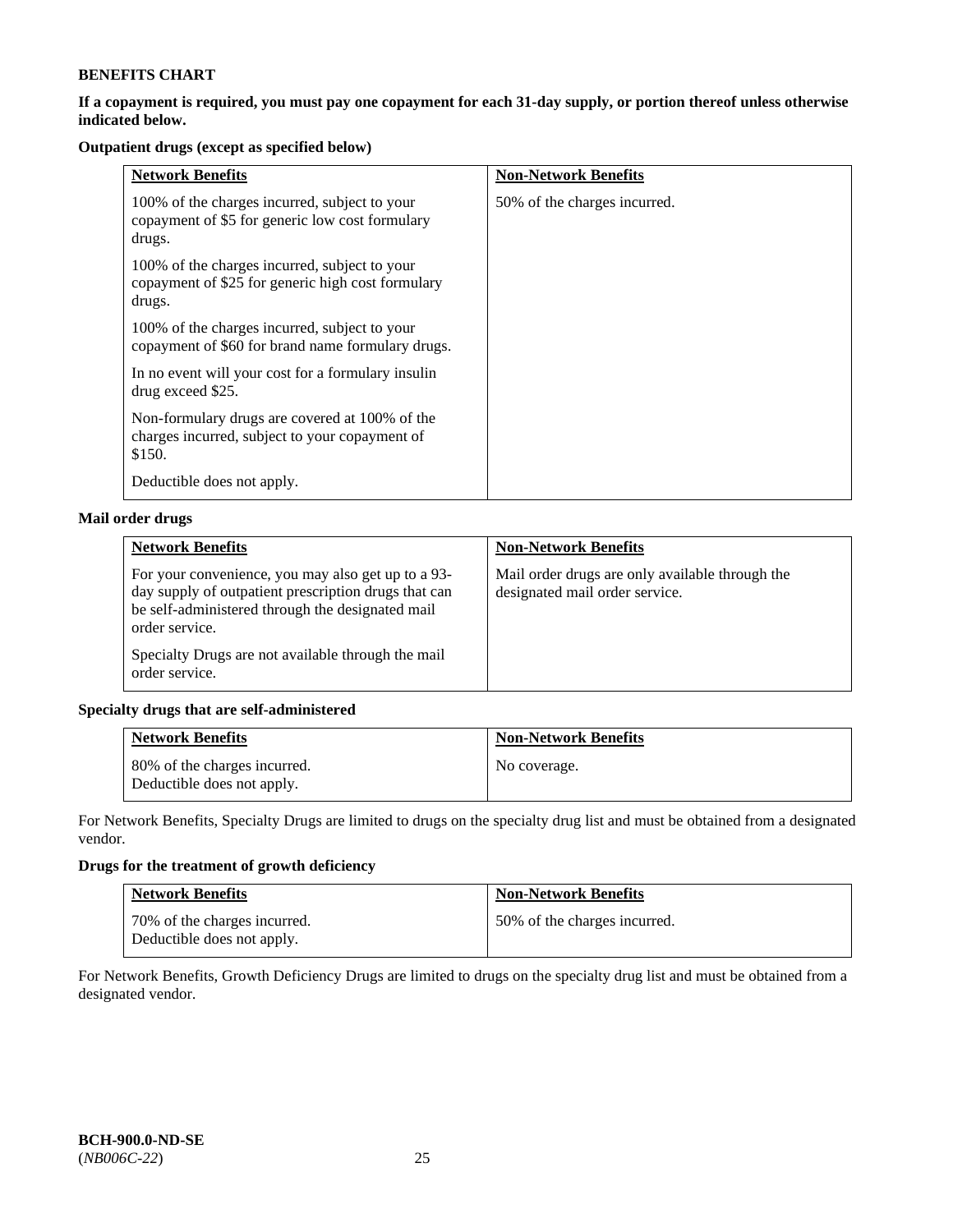**BENEFITS CHART**

**If a copayment is required, you must pay one copayment for each 31-day supply, or portion thereof unless otherwise indicated below.**

**Outpatient drugs (except as specified below)**

| Network Benefits | Non-Network Benefits |
|---|---|
| 100% of the charges incurred, subject to your copayment of $5 for generic low cost formulary drugs.<br><br>100% of the charges incurred, subject to your copayment of $25 for generic high cost formulary drugs.<br><br>100% of the charges incurred, subject to your copayment of $60 for brand name formulary drugs.<br><br>In no event will your cost for a formulary insulin drug exceed $25.<br><br>Non-formulary drugs are covered at 100% of the charges incurred, subject to your copayment of $150.<br><br>Deductible does not apply. | 50% of the charges incurred. |

**Mail order drugs**

| Network Benefits | Non-Network Benefits |
|---|---|
| For your convenience, you may also get up to a 93-day supply of outpatient prescription drugs that can be self-administered through the designated mail order service.<br><br>Specialty Drugs are not available through the mail order service. | Mail order drugs are only available through the designated mail order service. |

**Specialty drugs that are self-administered**

| Network Benefits | Non-Network Benefits |
|---|---|
| 80% of the charges incurred.<br>Deductible does not apply. | No coverage. |

For Network Benefits, Specialty Drugs are limited to drugs on the specialty drug list and must be obtained from a designated vendor.

**Drugs for the treatment of growth deficiency**

| Network Benefits | Non-Network Benefits |
|---|---|
| 70% of the charges incurred.<br>Deductible does not apply. | 50% of the charges incurred. |

For Network Benefits, Growth Deficiency Drugs are limited to drugs on the specialty drug list and must be obtained from a designated vendor.

**BCH-900.0-ND-SE**
(*NB006C-22*)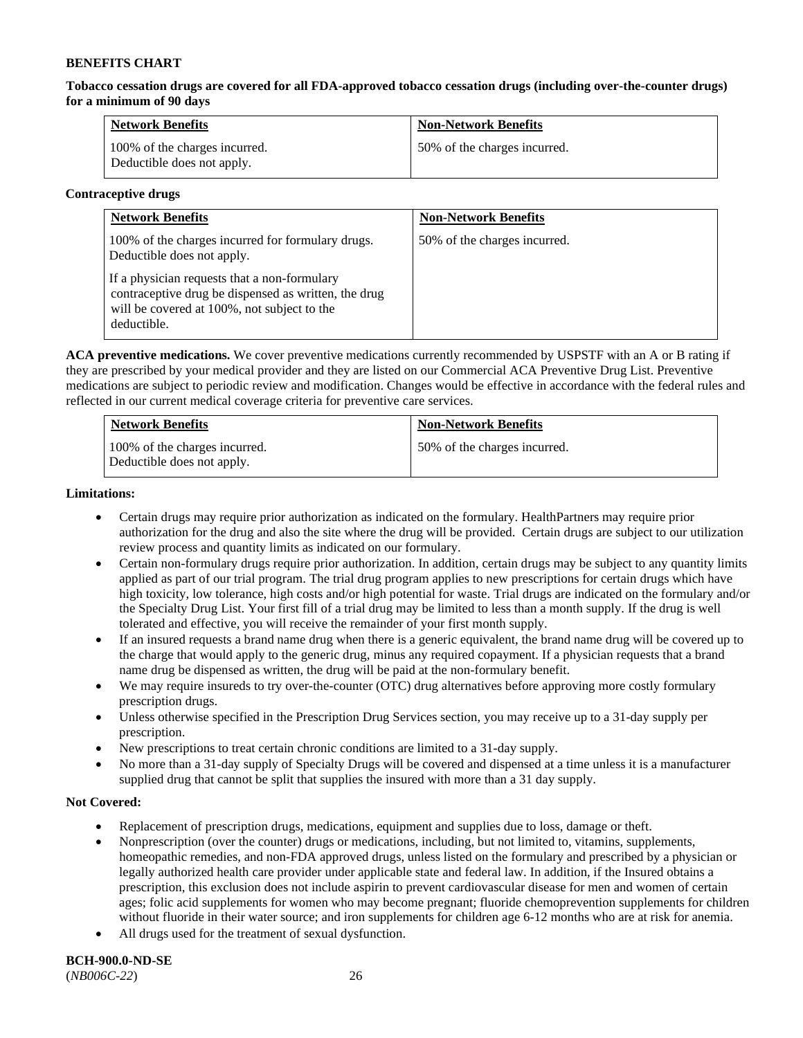**BENEFITS CHART**

**Tobacco cessation drugs are covered for all FDA-approved tobacco cessation drugs (including over-the-counter drugs) for a minimum of 90 days**

| Network Benefits | Non-Network Benefits |
|---|---|
| 100% of the charges incurred. Deductible does not apply. | 50% of the charges incurred. |

**Contraceptive drugs**

| Network Benefits | Non-Network Benefits |
|---|---|
| 100% of the charges incurred for formulary drugs. Deductible does not apply.<br><br>If a physician requests that a non-formulary contraceptive drug be dispensed as written, the drug will be covered at 100%, not subject to the deductible. | 50% of the charges incurred. |

**ACA preventive medications.** We cover preventive medications currently recommended by USPSTF with an A or B rating if they are prescribed by your medical provider and they are listed on our Commercial ACA Preventive Drug List. Preventive medications are subject to periodic review and modification. Changes would be effective in accordance with the federal rules and reflected in our current medical coverage criteria for preventive care services.

| Network Benefits | Non-Network Benefits |
|---|---|
| 100% of the charges incurred. Deductible does not apply. | 50% of the charges incurred. |

**Limitations:**

- Certain drugs may require prior authorization as indicated on the formulary. HealthPartners may require prior authorization for the drug and also the site where the drug will be provided. Certain drugs are subject to our utilization review process and quantity limits as indicated on our formulary.
- Certain non-formulary drugs require prior authorization. In addition, certain drugs may be subject to any quantity limits applied as part of our trial program. The trial drug program applies to new prescriptions for certain drugs which have high toxicity, low tolerance, high costs and/or high potential for waste. Trial drugs are indicated on the formulary and/or the Specialty Drug List. Your first fill of a trial drug may be limited to less than a month supply. If the drug is well tolerated and effective, you will receive the remainder of your first month supply.
- If an insured requests a brand name drug when there is a generic equivalent, the brand name drug will be covered up to the charge that would apply to the generic drug, minus any required copayment. If a physician requests that a brand name drug be dispensed as written, the drug will be paid at the non-formulary benefit.
- We may require insureds to try over-the-counter (OTC) drug alternatives before approving more costly formulary prescription drugs.
- Unless otherwise specified in the Prescription Drug Services section, you may receive up to a 31-day supply per prescription.
- New prescriptions to treat certain chronic conditions are limited to a 31-day supply.
- No more than a 31-day supply of Specialty Drugs will be covered and dispensed at a time unless it is a manufacturer supplied drug that cannot be split that supplies the insured with more than a 31 day supply.

**Not Covered:**

- Replacement of prescription drugs, medications, equipment and supplies due to loss, damage or theft.
- Nonprescription (over the counter) drugs or medications, including, but not limited to, vitamins, supplements, homeopathic remedies, and non-FDA approved drugs, unless listed on the formulary and prescribed by a physician or legally authorized health care provider under applicable state and federal law. In addition, if the Insured obtains a prescription, this exclusion does not include aspirin to prevent cardiovascular disease for men and women of certain ages; folic acid supplements for women who may become pregnant; fluoride chemoprevention supplements for children without fluoride in their water source; and iron supplements for children age 6-12 months who are at risk for anemia.
- All drugs used for the treatment of sexual dysfunction.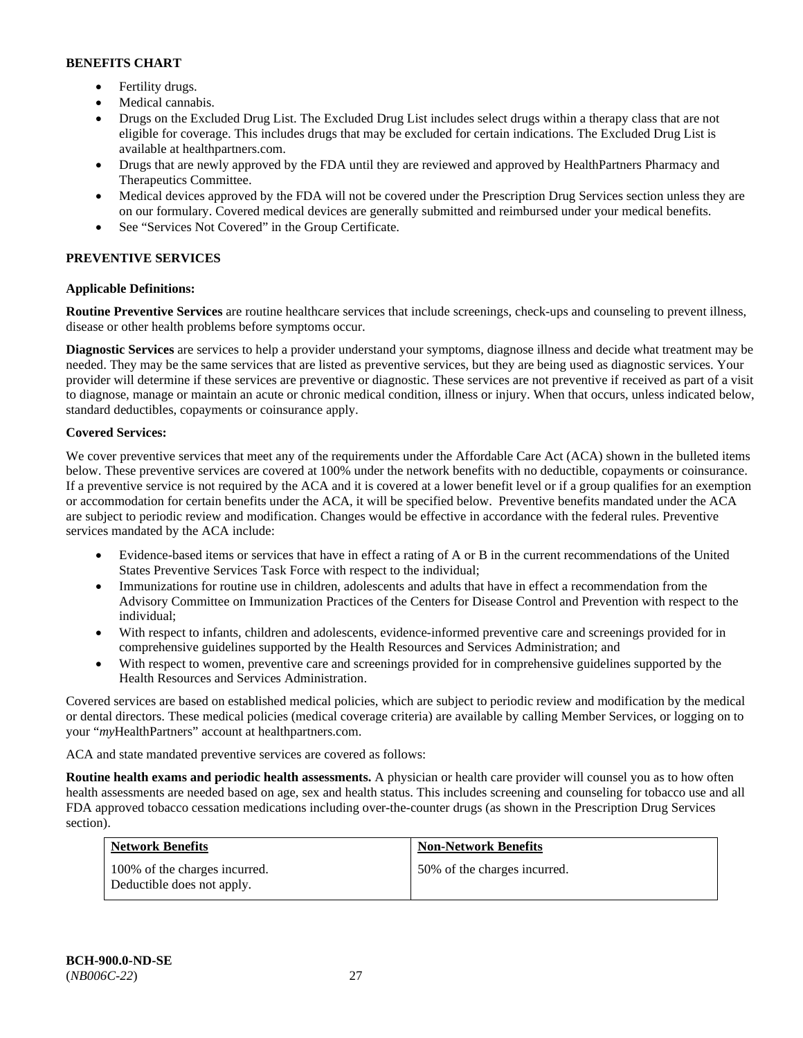**BENEFITS CHART**

- Fertility drugs.
- Medical cannabis.
- Drugs on the Excluded Drug List. The Excluded Drug List includes select drugs within a therapy class that are not eligible for coverage. This includes drugs that may be excluded for certain indications. The Excluded Drug List is available at healthpartners.com.
- Drugs that are newly approved by the FDA until they are reviewed and approved by HealthPartners Pharmacy and Therapeutics Committee.
- Medical devices approved by the FDA will not be covered under the Prescription Drug Services section unless they are on our formulary. Covered medical devices are generally submitted and reimbursed under your medical benefits.
- See "Services Not Covered" in the Group Certificate.

## PREVENTIVE SERVICES

**Applicable Definitions:**

**Routine Preventive Services** are routine healthcare services that include screenings, check-ups and counseling to prevent illness, disease or other health problems before symptoms occur.

**Diagnostic Services** are services to help a provider understand your symptoms, diagnose illness and decide what treatment may be needed. They may be the same services that are listed as preventive services, but they are being used as diagnostic services. Your provider will determine if these services are preventive or diagnostic. These services are not preventive if received as part of a visit to diagnose, manage or maintain an acute or chronic medical condition, illness or injury. When that occurs, unless indicated below, standard deductibles, copayments or coinsurance apply.

**Covered Services:**

We cover preventive services that meet any of the requirements under the Affordable Care Act (ACA) shown in the bulleted items below. These preventive services are covered at 100% under the network benefits with no deductible, copayments or coinsurance. If a preventive service is not required by the ACA and it is covered at a lower benefit level or if a group qualifies for an exemption or accommodation for certain benefits under the ACA, it will be specified below. Preventive benefits mandated under the ACA are subject to periodic review and modification. Changes would be effective in accordance with the federal rules. Preventive services mandated by the ACA include:

- Evidence-based items or services that have in effect a rating of A or B in the current recommendations of the United States Preventive Services Task Force with respect to the individual;
- Immunizations for routine use in children, adolescents and adults that have in effect a recommendation from the Advisory Committee on Immunization Practices of the Centers for Disease Control and Prevention with respect to the individual;
- With respect to infants, children and adolescents, evidence-informed preventive care and screenings provided for in comprehensive guidelines supported by the Health Resources and Services Administration; and
- With respect to women, preventive care and screenings provided for in comprehensive guidelines supported by the Health Resources and Services Administration.

Covered services are based on established medical policies, which are subject to periodic review and modification by the medical or dental directors. These medical policies (medical coverage criteria) are available by calling Member Services, or logging on to your "*my*HealthPartners" account at healthpartners.com.

ACA and state mandated preventive services are covered as follows:

**Routine health exams and periodic health assessments.** A physician or health care provider will counsel you as to how often health assessments are needed based on age, sex and health status. This includes screening and counseling for tobacco use and all FDA approved tobacco cessation medications including over-the-counter drugs (as shown in the Prescription Drug Services section).

| Network Benefits | Non-Network Benefits |
| --- | --- |
| 100% of the charges incurred. Deductible does not apply. | 50% of the charges incurred. |

BCH-900.0-ND-SE
(*NB006C-22*)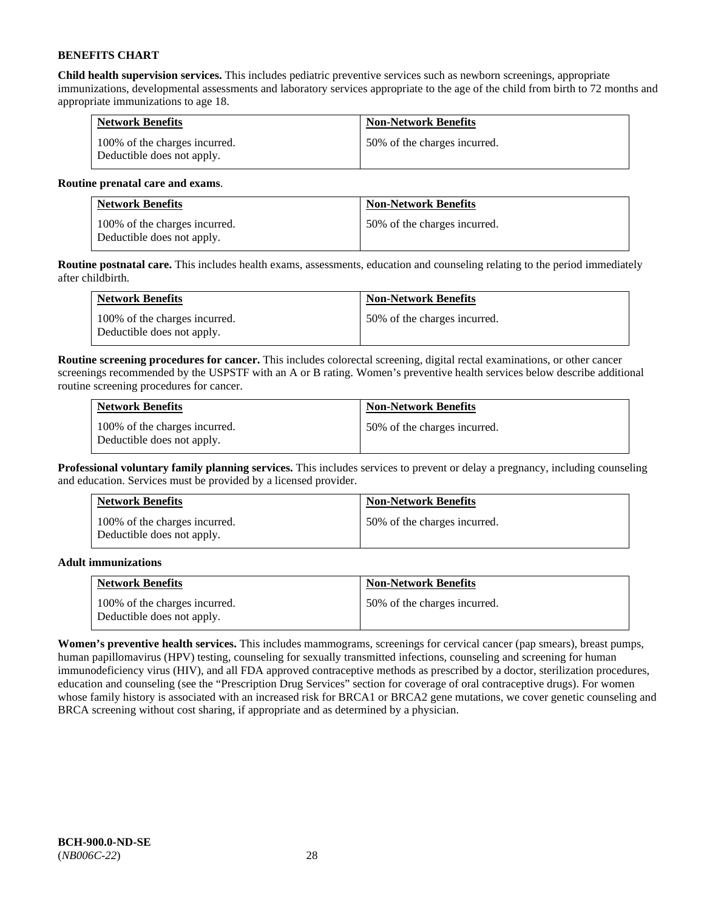**BENEFITS CHART**

**Child health supervision services.** This includes pediatric preventive services such as newborn screenings, appropriate immunizations, developmental assessments and laboratory services appropriate to the age of the child from birth to 72 months and appropriate immunizations to age 18.

| Network Benefits | Non-Network Benefits |
| --- | --- |
| 100% of the charges incurred. Deductible does not apply. | 50% of the charges incurred. |

**Routine prenatal care and exams**.

| Network Benefits | Non-Network Benefits |
| --- | --- |
| 100% of the charges incurred. Deductible does not apply. | 50% of the charges incurred. |

**Routine postnatal care.** This includes health exams, assessments, education and counseling relating to the period immediately after childbirth.

| Network Benefits | Non-Network Benefits |
| --- | --- |
| 100% of the charges incurred. Deductible does not apply. | 50% of the charges incurred. |

**Routine screening procedures for cancer.** This includes colorectal screening, digital rectal examinations, or other cancer screenings recommended by the USPSTF with an A or B rating. Women's preventive health services below describe additional routine screening procedures for cancer.

| Network Benefits | Non-Network Benefits |
| --- | --- |
| 100% of the charges incurred. Deductible does not apply. | 50% of the charges incurred. |

**Professional voluntary family planning services.** This includes services to prevent or delay a pregnancy, including counseling and education. Services must be provided by a licensed provider.

| Network Benefits | Non-Network Benefits |
| --- | --- |
| 100% of the charges incurred. Deductible does not apply. | 50% of the charges incurred. |

**Adult immunizations**

| Network Benefits | Non-Network Benefits |
| --- | --- |
| 100% of the charges incurred. Deductible does not apply. | 50% of the charges incurred. |

**Women's preventive health services.** This includes mammograms, screenings for cervical cancer (pap smears), breast pumps, human papillomavirus (HPV) testing, counseling for sexually transmitted infections, counseling and screening for human immunodeficiency virus (HIV), and all FDA approved contraceptive methods as prescribed by a doctor, sterilization procedures, education and counseling (see the "Prescription Drug Services" section for coverage of oral contraceptive drugs). For women whose family history is associated with an increased risk for BRCA1 or BRCA2 gene mutations, we cover genetic counseling and BRCA screening without cost sharing, if appropriate and as determined by a physician.

**BCH-900.0-ND-SE**
(*NB006C-22*)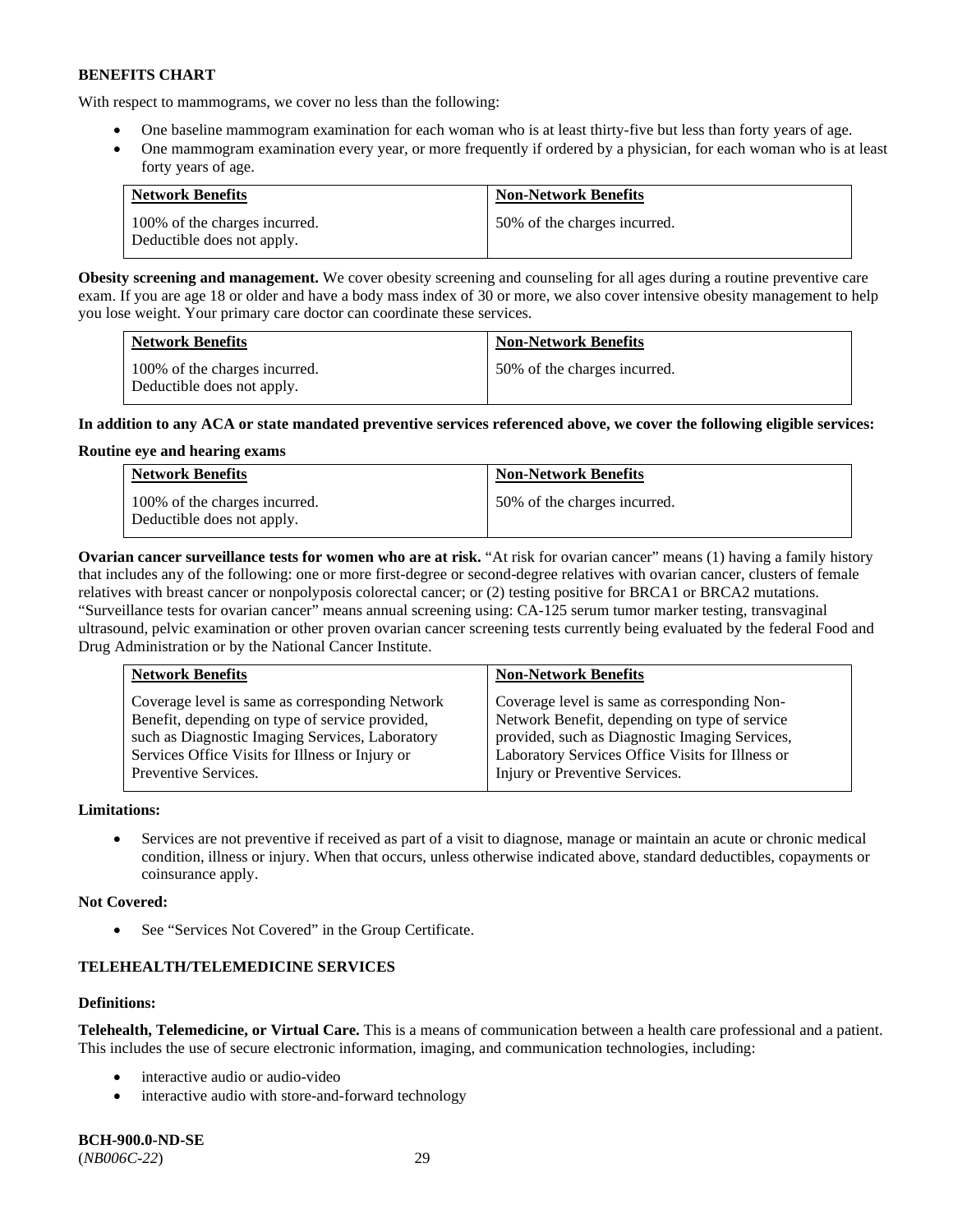**BENEFITS CHART**

With respect to mammograms, we cover no less than the following:

- One baseline mammogram examination for each woman who is at least thirty-five but less than forty years of age.
- One mammogram examination every year, or more frequently if ordered by a physician, for each woman who is at least forty years of age.

| Network Benefits | Non-Network Benefits |
| --- | --- |
| 100% of the charges incurred. Deductible does not apply. | 50% of the charges incurred. |

**Obesity screening and management.** We cover obesity screening and counseling for all ages during a routine preventive care exam. If you are age 18 or older and have a body mass index of 30 or more, we also cover intensive obesity management to help you lose weight. Your primary care doctor can coordinate these services.

| Network Benefits | Non-Network Benefits |
| --- | --- |
| 100% of the charges incurred. Deductible does not apply. | 50% of the charges incurred. |

**In addition to any ACA or state mandated preventive services referenced above, we cover the following eligible services:**

**Routine eye and hearing exams**

| Network Benefits | Non-Network Benefits |
| --- | --- |
| 100% of the charges incurred. Deductible does not apply. | 50% of the charges incurred. |

**Ovarian cancer surveillance tests for women who are at risk.** "At risk for ovarian cancer" means (1) having a family history that includes any of the following: one or more first-degree or second-degree relatives with ovarian cancer, clusters of female relatives with breast cancer or nonpolyposis colorectal cancer; or (2) testing positive for BRCA1 or BRCA2 mutations. "Surveillance tests for ovarian cancer" means annual screening using: CA-125 serum tumor marker testing, transvaginal ultrasound, pelvic examination or other proven ovarian cancer screening tests currently being evaluated by the federal Food and Drug Administration or by the National Cancer Institute.

| Network Benefits | Non-Network Benefits |
| --- | --- |
| Coverage level is same as corresponding Network Benefit, depending on type of service provided, such as Diagnostic Imaging Services, Laboratory Services Office Visits for Illness or Injury or Preventive Services. | Coverage level is same as corresponding Non-Network Benefit, depending on type of service provided, such as Diagnostic Imaging Services, Laboratory Services Office Visits for Illness or Injury or Preventive Services. |

**Limitations:**

- Services are not preventive if received as part of a visit to diagnose, manage or maintain an acute or chronic medical condition, illness or injury. When that occurs, unless otherwise indicated above, standard deductibles, copayments or coinsurance apply.

**Not Covered:**

- See "Services Not Covered" in the Group Certificate.

**TELEHEALTH/TELEMEDICINE SERVICES**

**Definitions:**

**Telehealth, Telemedicine, or Virtual Care.** This is a means of communication between a health care professional and a patient. This includes the use of secure electronic information, imaging, and communication technologies, including:

- interactive audio or audio-video
- interactive audio with store-and-forward technology

**BCH-900.0-ND-SE**
(*NB006C-22*)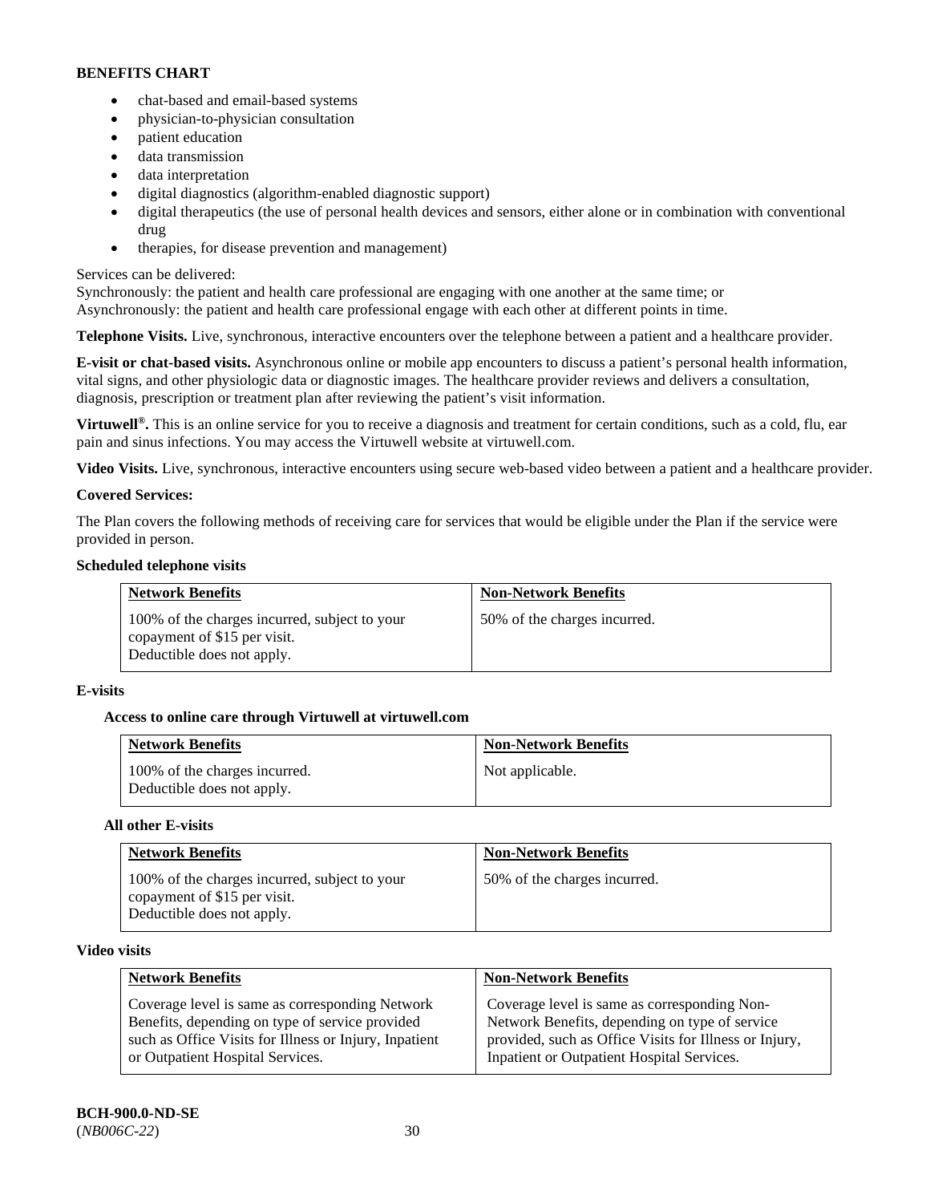- chat-based and email-based systems
- physician-to-physician consultation
- patient education
- data transmission
- data interpretation
- digital diagnostics (algorithm-enabled diagnostic support)
- digital therapeutics (the use of personal health devices and sensors, either alone or in combination with conventional drug
- therapies, for disease prevention and management)

Services can be delivered:
Synchronously: the patient and health care professional are engaging with one another at the same time; or
Asynchronously: the patient and health care professional engage with each other at different points in time.

**Telephone Visits.** Live, synchronous, interactive encounters over the telephone between a patient and a healthcare provider.

**E-visit or chat-based visits.** Asynchronous online or mobile app encounters to discuss a patient's personal health information, vital signs, and other physiologic data or diagnostic images. The healthcare provider reviews and delivers a consultation, diagnosis, prescription or treatment plan after reviewing the patient's visit information.

**Virtuwell®.** This is an online service for you to receive a diagnosis and treatment for certain conditions, such as a cold, flu, ear pain and sinus infections. You may access the Virtuwell website at virtuwell.com.

**Video Visits.** Live, synchronous, interactive encounters using secure web-based video between a patient and a healthcare provider.

**Covered Services:**

The Plan covers the following methods of receiving care for services that would be eligible under the Plan if the service were provided in person.

**Scheduled telephone visits**

| Network Benefits | Non-Network Benefits |
|---|---|
| 100% of the charges incurred, subject to your copayment of $15 per visit. Deductible does not apply. | 50% of the charges incurred. |

**E-visits**

**Access to online care through Virtuwell at virtuwell.com**

| Network Benefits | Non-Network Benefits |
|---|---|
| 100% of the charges incurred. Deductible does not apply. | Not applicable. |

**All other E-visits**

| Network Benefits | Non-Network Benefits |
|---|---|
| 100% of the charges incurred, subject to your copayment of $15 per visit. Deductible does not apply. | 50% of the charges incurred. |

**Video visits**

| Network Benefits | Non-Network Benefits |
|---|---|
| Coverage level is same as corresponding Network Benefits, depending on type of service provided such as Office Visits for Illness or Injury, Inpatient or Outpatient Hospital Services. | Coverage level is same as corresponding Non-Network Benefits, depending on type of service provided, such as Office Visits for Illness or Injury, Inpatient or Outpatient Hospital Services. |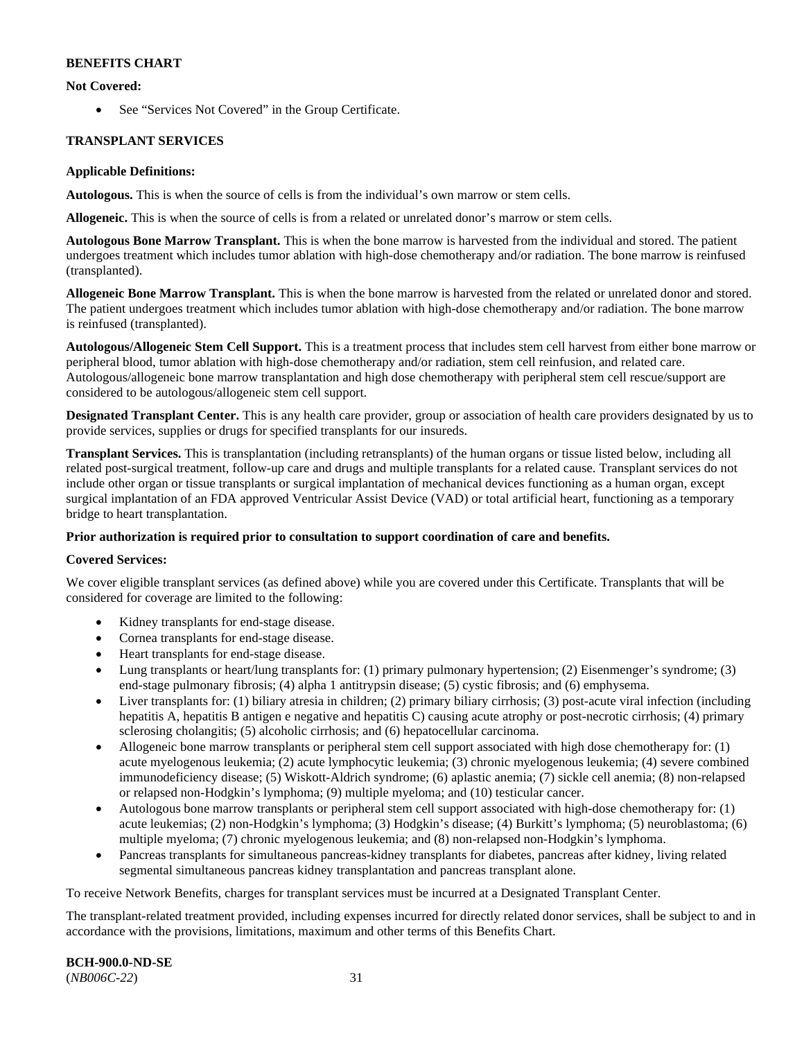**BENEFITS CHART**

**Not Covered:**

- See "Services Not Covered" in the Group Certificate.

**TRANSPLANT SERVICES**

**Applicable Definitions:**

**Autologous.** This is when the source of cells is from the individual's own marrow or stem cells.

**Allogeneic.** This is when the source of cells is from a related or unrelated donor's marrow or stem cells.

**Autologous Bone Marrow Transplant.** This is when the bone marrow is harvested from the individual and stored. The patient undergoes treatment which includes tumor ablation with high-dose chemotherapy and/or radiation. The bone marrow is reinfused (transplanted).

**Allogeneic Bone Marrow Transplant.** This is when the bone marrow is harvested from the related or unrelated donor and stored. The patient undergoes treatment which includes tumor ablation with high-dose chemotherapy and/or radiation. The bone marrow is reinfused (transplanted).

**Autologous/Allogeneic Stem Cell Support.** This is a treatment process that includes stem cell harvest from either bone marrow or peripheral blood, tumor ablation with high-dose chemotherapy and/or radiation, stem cell reinfusion, and related care. Autologous/allogeneic bone marrow transplantation and high dose chemotherapy with peripheral stem cell rescue/support are considered to be autologous/allogeneic stem cell support.

**Designated Transplant Center.** This is any health care provider, group or association of health care providers designated by us to provide services, supplies or drugs for specified transplants for our insureds.

**Transplant Services.** This is transplantation (including retransplants) of the human organs or tissue listed below, including all related post-surgical treatment, follow-up care and drugs and multiple transplants for a related cause. Transplant services do not include other organ or tissue transplants or surgical implantation of mechanical devices functioning as a human organ, except surgical implantation of an FDA approved Ventricular Assist Device (VAD) or total artificial heart, functioning as a temporary bridge to heart transplantation.

**Prior authorization is required prior to consultation to support coordination of care and benefits.**

**Covered Services:**

We cover eligible transplant services (as defined above) while you are covered under this Certificate. Transplants that will be considered for coverage are limited to the following:

- Kidney transplants for end-stage disease.
- Cornea transplants for end-stage disease.
- Heart transplants for end-stage disease.
- Lung transplants or heart/lung transplants for: (1) primary pulmonary hypertension; (2) Eisenmenger's syndrome; (3) end-stage pulmonary fibrosis; (4) alpha 1 antitrypsin disease; (5) cystic fibrosis; and (6) emphysema.
- Liver transplants for: (1) biliary atresia in children; (2) primary biliary cirrhosis; (3) post-acute viral infection (including hepatitis A, hepatitis B antigen e negative and hepatitis C) causing acute atrophy or post-necrotic cirrhosis; (4) primary sclerosing cholangitis; (5) alcoholic cirrhosis; and (6) hepatocellular carcinoma.
- Allogeneic bone marrow transplants or peripheral stem cell support associated with high dose chemotherapy for: (1) acute myelogenous leukemia; (2) acute lymphocytic leukemia; (3) chronic myelogenous leukemia; (4) severe combined immunodeficiency disease; (5) Wiskott-Aldrich syndrome; (6) aplastic anemia; (7) sickle cell anemia; (8) non-relapsed or relapsed non-Hodgkin's lymphoma; (9) multiple myeloma; and (10) testicular cancer.
- Autologous bone marrow transplants or peripheral stem cell support associated with high-dose chemotherapy for: (1) acute leukemias; (2) non-Hodgkin's lymphoma; (3) Hodgkin's disease; (4) Burkitt's lymphoma; (5) neuroblastoma; (6) multiple myeloma; (7) chronic myelogenous leukemia; and (8) non-relapsed non-Hodgkin's lymphoma.
- Pancreas transplants for simultaneous pancreas-kidney transplants for diabetes, pancreas after kidney, living related segmental simultaneous pancreas kidney transplantation and pancreas transplant alone.

To receive Network Benefits, charges for transplant services must be incurred at a Designated Transplant Center.

The transplant-related treatment provided, including expenses incurred for directly related donor services, shall be subject to and in accordance with the provisions, limitations, maximum and other terms of this Benefits Chart.

**BCH-900.0-ND-SE**
(*NB006C-22*)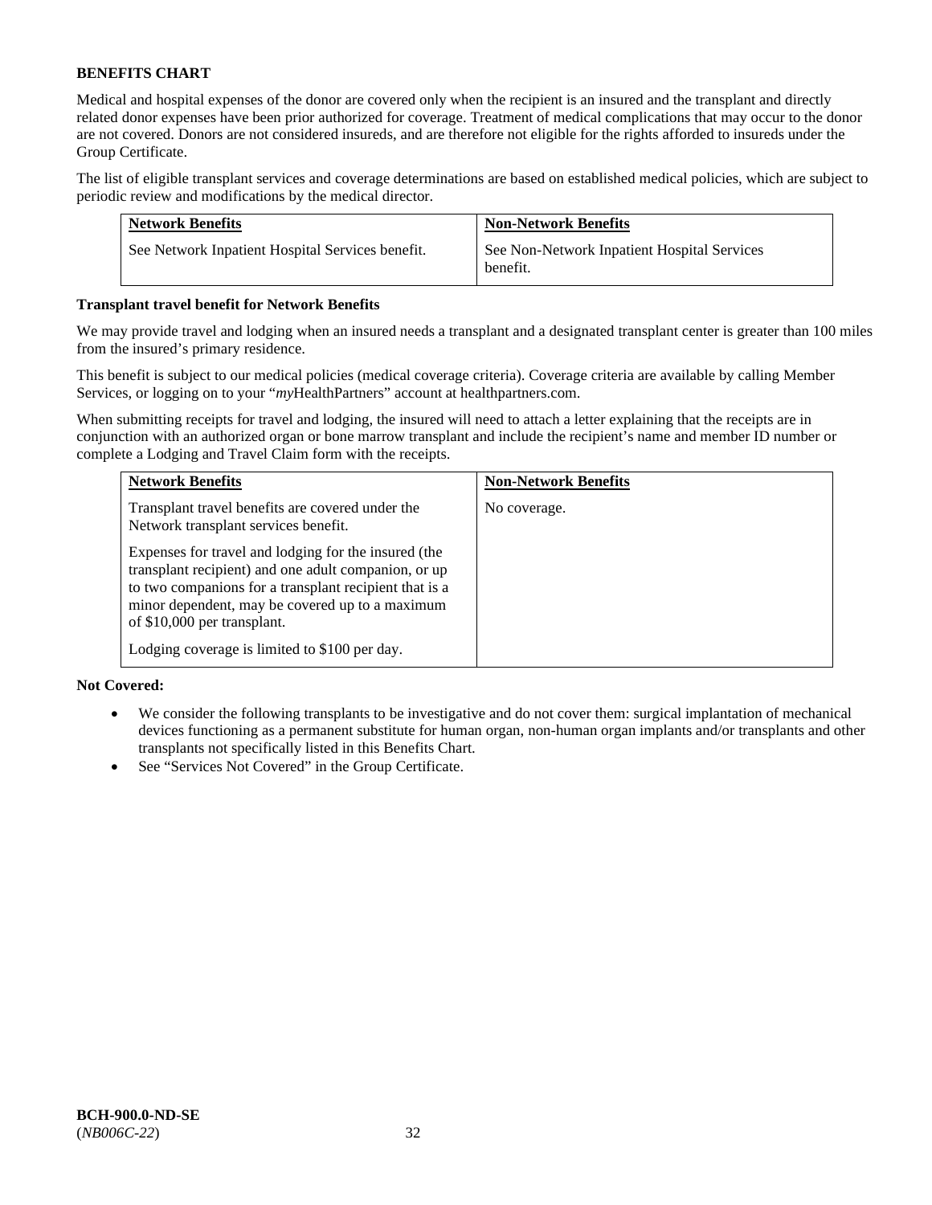**BENEFITS CHART**

Medical and hospital expenses of the donor are covered only when the recipient is an insured and the transplant and directly related donor expenses have been prior authorized for coverage. Treatment of medical complications that may occur to the donor are not covered. Donors are not considered insureds, and are therefore not eligible for the rights afforded to insureds under the Group Certificate.

The list of eligible transplant services and coverage determinations are based on established medical policies, which are subject to periodic review and modifications by the medical director.

| Network Benefits | Non-Network Benefits |
|---|---|
| See Network Inpatient Hospital Services benefit. | See Non-Network Inpatient Hospital Services benefit. |

**Transplant travel benefit for Network Benefits**

We may provide travel and lodging when an insured needs a transplant and a designated transplant center is greater than 100 miles from the insured's primary residence.

This benefit is subject to our medical policies (medical coverage criteria). Coverage criteria are available by calling Member Services, or logging on to your "*my*HealthPartners" account at healthpartners.com.

When submitting receipts for travel and lodging, the insured will need to attach a letter explaining that the receipts are in conjunction with an authorized organ or bone marrow transplant and include the recipient's name and member ID number or complete a Lodging and Travel Claim form with the receipts.

| Network Benefits | Non-Network Benefits |
|---|---|
| Transplant travel benefits are covered under the Network transplant services benefit.<br><br>Expenses for travel and lodging for the insured (the transplant recipient) and one adult companion, or up to two companions for a transplant recipient that is a minor dependent, may be covered up to a maximum of $10,000 per transplant.<br><br>Lodging coverage is limited to $100 per day. | No coverage. |

**Not Covered:**

- We consider the following transplants to be investigative and do not cover them: surgical implantation of mechanical devices functioning as a permanent substitute for human organ, non-human organ implants and/or transplants and other transplants not specifically listed in this Benefits Chart.
- See "Services Not Covered" in the Group Certificate.

**BCH-900.0-ND-SE**
(*NB006C-22*)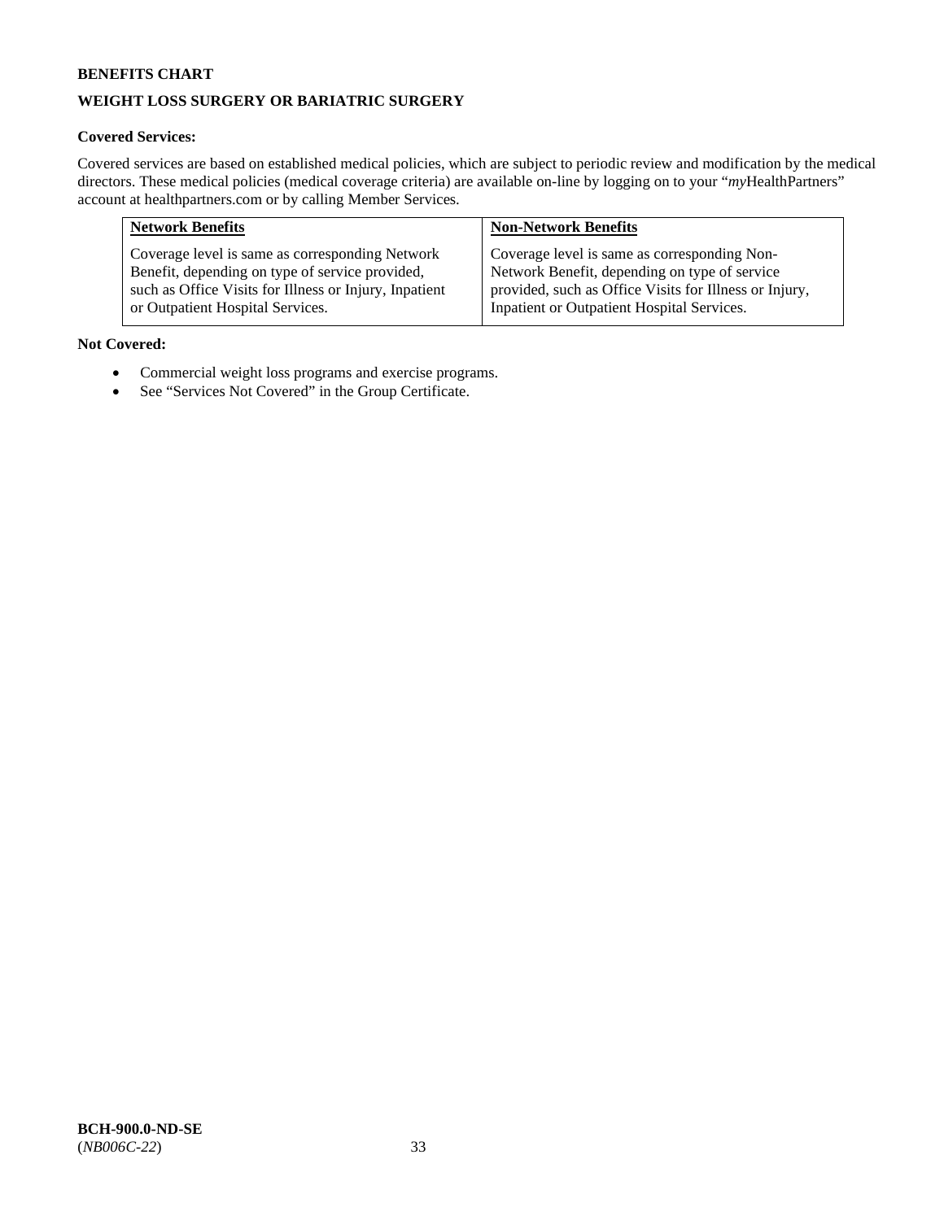**BENEFITS CHART**

**WEIGHT LOSS SURGERY OR BARIATRIC SURGERY**

**Covered Services:**

Covered services are based on established medical policies, which are subject to periodic review and modification by the medical directors. These medical policies (medical coverage criteria) are available on-line by logging on to your "*my*HealthPartners" account at healthpartners.com or by calling Member Services.

| Network Benefits | Non-Network Benefits |
|---|---|
| Coverage level is same as corresponding Network Benefit, depending on type of service provided, such as Office Visits for Illness or Injury, Inpatient or Outpatient Hospital Services. | Coverage level is same as corresponding Non-Network Benefit, depending on type of service provided, such as Office Visits for Illness or Injury, Inpatient or Outpatient Hospital Services. |

**Not Covered:**

- Commercial weight loss programs and exercise programs.
- See "Services Not Covered" in the Group Certificate.

**BCH-900.0-ND-SE**
(*NB006C-22*)